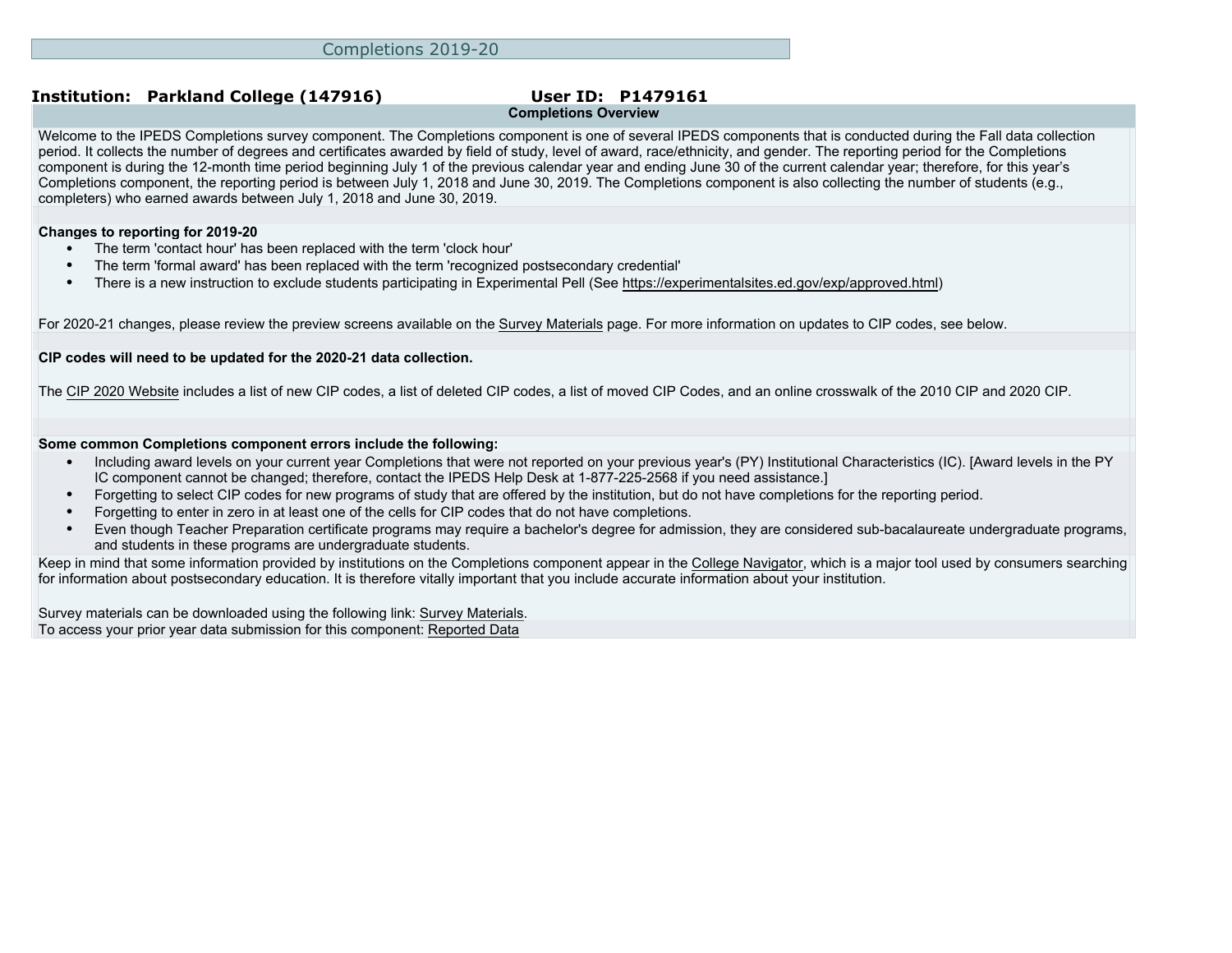# Completions 2019-20

**Institution: Parkland College (147916)** **User ID: P1479161**

## Completions Overview

Welcome to the IPEDS Completions survey component. The Completions component is one of several IPEDS components that is conducted during the Fall data collection period. It collects the number of degrees and certificates awarded by field of study, level of award, race/ethnicity, and gender. The reporting period for the Completions component is during the 12-month time period beginning July 1 of the previous calendar year and ending June 30 of the current calendar year; therefore, for this year's Completions component, the reporting period is between July 1, 2018 and June 30, 2019. The Completions component is also collecting the number of students (e.g., completers) who earned awards between July 1, 2018 and June 30, 2019.

**Changes to reporting for 2019-20**

- The term 'contact hour' has been replaced with the term 'clock hour'
- The term 'formal award' has been replaced with the term 'recognized postsecondary credential'
- There is a new instruction to exclude students participating in Experimental Pell (See https://experimentalsites.ed.gov/exp/approved.html)

For 2020-21 changes, please review the preview screens available on the Survey Materials page. For more information on updates to CIP codes, see below.

**CIP codes will need to be updated for the 2020-21 data collection.**

The CIP 2020 Website includes a list of new CIP codes, a list of deleted CIP codes, a list of moved CIP Codes, and an online crosswalk of the 2010 CIP and 2020 CIP.

**Some common Completions component errors include the following:**

- Including award levels on your current year Completions that were not reported on your previous year's (PY) Institutional Characteristics (IC). [Award levels in the PY IC component cannot be changed; therefore, contact the IPEDS Help Desk at 1-877-225-2568 if you need assistance.]
- Forgetting to select CIP codes for new programs of study that are offered by the institution, but do not have completions for the reporting period.
- Forgetting to enter in zero in at least one of the cells for CIP codes that do not have completions.
- Even though Teacher Preparation certificate programs may require a bachelor's degree for admission, they are considered sub-bacalaureate undergraduate programs, and students in these programs are undergraduate students.

Keep in mind that some information provided by institutions on the Completions component appear in the College Navigator, which is a major tool used by consumers searching for information about postsecondary education. It is therefore vitally important that you include accurate information about your institution.

Survey materials can be downloaded using the following link: Survey Materials.

To access your prior year data submission for this component: Reported Data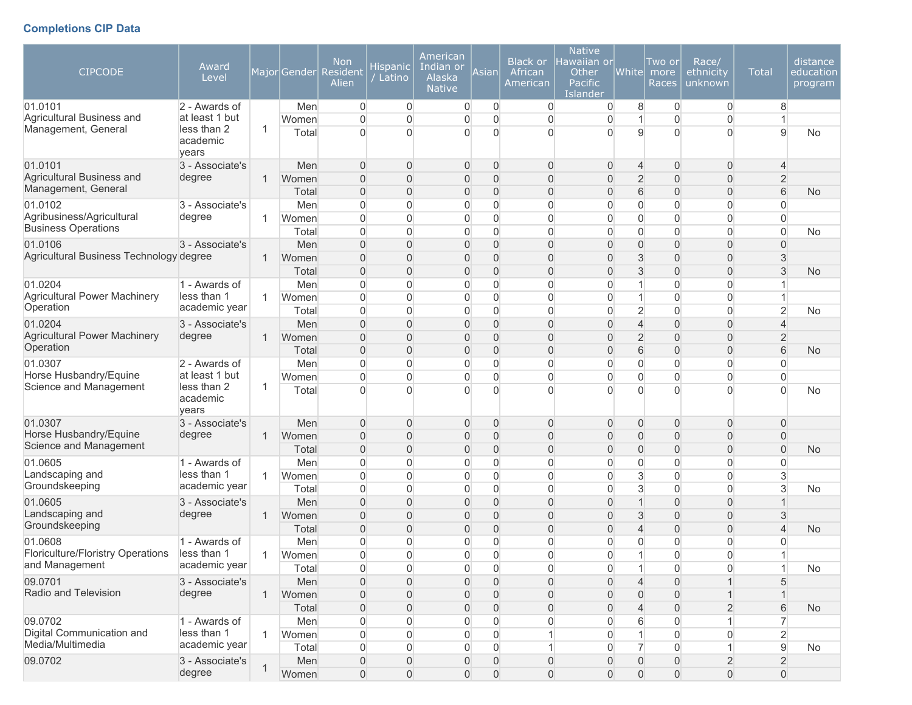### Completions CIP Data

| CIPCODE | Award Level | Major | Gender | Non Resident Alien | Hispanic / Latino | American Indian or Alaska Native | Asian | Black or African American | Native Hawaiian or Other Pacific Islander | White | Two or more Races | Race/ ethnicity unknown | Total | distance education program |
|---|---|---|---|---|---|---|---|---|---|---|---|---|---|---|
| 01.0101 Agricultural Business and Management, General | 2 - Awards of at least 1 but less than 2 academic years | 1 | Men | 0 | 0 | 0 | 0 | 0 | 0 | 8 | 0 | 0 | 8 | |
| | | | Women | 0 | 0 | 0 | 0 | 0 | 0 | 1 | 0 | 0 | 1 | |
| | | | Total | 0 | 0 | 0 | 0 | 0 | 0 | 9 | 0 | 0 | 9 | No |
| 01.0101 Agricultural Business and Management, General | 3 - Associate's degree | 1 | Men | 0 | 0 | 0 | 0 | 0 | 0 | 4 | 0 | 0 | 4 | |
| | | | Women | 0 | 0 | 0 | 0 | 0 | 0 | 2 | 0 | 0 | 2 | |
| | | | Total | 0 | 0 | 0 | 0 | 0 | 0 | 6 | 0 | 0 | 6 | No |
| 01.0102 Agribusiness/Agricultural Business Operations | 3 - Associate's degree | 1 | Men | 0 | 0 | 0 | 0 | 0 | 0 | 0 | 0 | 0 | 0 | |
| | | | Women | 0 | 0 | 0 | 0 | 0 | 0 | 0 | 0 | 0 | 0 | |
| | | | Total | 0 | 0 | 0 | 0 | 0 | 0 | 0 | 0 | 0 | 0 | No |
| 01.0106 Agricultural Business Technology | 3 - Associate's degree | 1 | Men | 0 | 0 | 0 | 0 | 0 | 0 | 0 | 0 | 0 | 0 | |
| | | | Women | 0 | 0 | 0 | 0 | 0 | 0 | 3 | 0 | 0 | 3 | |
| | | | Total | 0 | 0 | 0 | 0 | 0 | 0 | 3 | 0 | 0 | 3 | No |
| 01.0204 Agricultural Power Machinery Operation | 1 - Awards of less than 1 academic year | 1 | Men | 0 | 0 | 0 | 0 | 0 | 0 | 1 | 0 | 0 | 1 | |
| | | | Women | 0 | 0 | 0 | 0 | 0 | 0 | 1 | 0 | 0 | 1 | |
| | | | Total | 0 | 0 | 0 | 0 | 0 | 0 | 2 | 0 | 0 | 2 | No |
| 01.0204 Agricultural Power Machinery Operation | 3 - Associate's degree | 1 | Men | 0 | 0 | 0 | 0 | 0 | 0 | 4 | 0 | 0 | 4 | |
| | | | Women | 0 | 0 | 0 | 0 | 0 | 0 | 2 | 0 | 0 | 2 | |
| | | | Total | 0 | 0 | 0 | 0 | 0 | 0 | 6 | 0 | 0 | 6 | No |
| 01.0307 Horse Husbandry/Equine Science and Management | 2 - Awards of at least 1 but less than 2 academic years | 1 | Men | 0 | 0 | 0 | 0 | 0 | 0 | 0 | 0 | 0 | 0 | |
| | | | Women | 0 | 0 | 0 | 0 | 0 | 0 | 0 | 0 | 0 | 0 | |
| | | | Total | 0 | 0 | 0 | 0 | 0 | 0 | 0 | 0 | 0 | 0 | No |
| 01.0307 Horse Husbandry/Equine Science and Management | 3 - Associate's degree | 1 | Men | 0 | 0 | 0 | 0 | 0 | 0 | 0 | 0 | 0 | 0 | |
| | | | Women | 0 | 0 | 0 | 0 | 0 | 0 | 0 | 0 | 0 | 0 | |
| | | | Total | 0 | 0 | 0 | 0 | 0 | 0 | 0 | 0 | 0 | 0 | No |
| 01.0605 Landscaping and Groundskeeping | 1 - Awards of less than 1 academic year | 1 | Men | 0 | 0 | 0 | 0 | 0 | 0 | 0 | 0 | 0 | 0 | |
| | | | Women | 0 | 0 | 0 | 0 | 0 | 0 | 3 | 0 | 0 | 3 | |
| | | | Total | 0 | 0 | 0 | 0 | 0 | 0 | 3 | 0 | 0 | 3 | No |
| 01.0605 Landscaping and Groundskeeping | 3 - Associate's degree | 1 | Men | 0 | 0 | 0 | 0 | 0 | 0 | 1 | 0 | 0 | 1 | |
| | | | Women | 0 | 0 | 0 | 0 | 0 | 0 | 3 | 0 | 0 | 3 | |
| | | | Total | 0 | 0 | 0 | 0 | 0 | 0 | 4 | 0 | 0 | 4 | No |
| 01.0608 Floriculture/Floristry Operations and Management | 1 - Awards of less than 1 academic year | 1 | Men | 0 | 0 | 0 | 0 | 0 | 0 | 0 | 0 | 0 | 0 | |
| | | | Women | 0 | 0 | 0 | 0 | 0 | 0 | 1 | 0 | 0 | 1 | |
| | | | Total | 0 | 0 | 0 | 0 | 0 | 0 | 1 | 0 | 0 | 1 | No |
| 09.0701 Radio and Television | 3 - Associate's degree | 1 | Men | 0 | 0 | 0 | 0 | 0 | 0 | 4 | 0 | 1 | 5 | |
| | | | Women | 0 | 0 | 0 | 0 | 0 | 0 | 0 | 0 | 1 | 1 | |
| | | | Total | 0 | 0 | 0 | 0 | 0 | 0 | 4 | 0 | 2 | 6 | No |
| 09.0702 Digital Communication and Media/Multimedia | 1 - Awards of less than 1 academic year | 1 | Men | 0 | 0 | 0 | 0 | 0 | 0 | 6 | 0 | 1 | 7 | |
| | | | Women | 0 | 0 | 0 | 0 | 1 | 0 | 1 | 0 | 0 | 2 | |
| | | | Total | 0 | 0 | 0 | 0 | 1 | 0 | 7 | 0 | 1 | 9 | No |
| 09.0702 | 3 - Associate's degree | 1 | Men | 0 | 0 | 0 | 0 | 0 | 0 | 0 | 0 | 2 | 2 | |
| | | | Women | 0 | 0 | 0 | 0 | 0 | 0 | 0 | 0 | 0 | 0 | |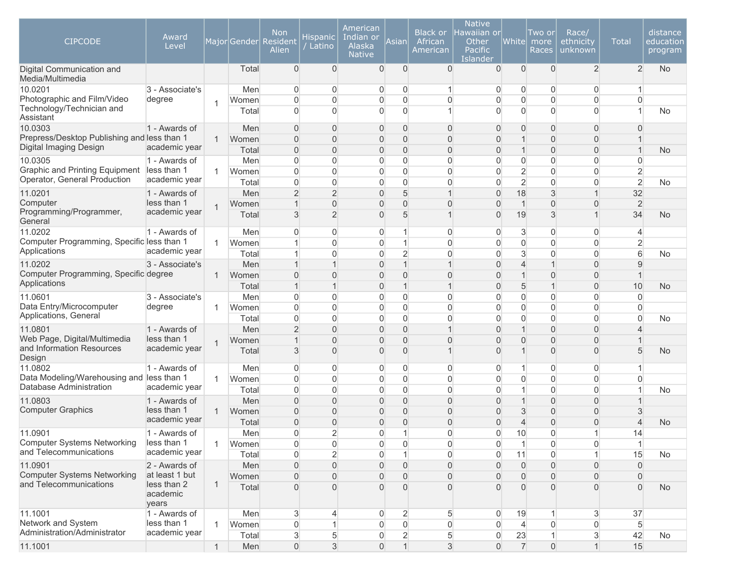| CIPCODE | Award Level | Major | Gender | Non Resident Alien | Hispanic / Latino | American Indian or Alaska Native | Asian | Black or African American | Native Hawaiian or Other Pacific Islander | White | Two or more Races | Race/ ethnicity unknown | Total | distance education program |
|---|---|---|---|---|---|---|---|---|---|---|---|---|---|---|
| Digital Communication and Media/Multimedia | | | Total | 0 | 0 | 0 | 0 | 0 | 0 | 0 | 0 | 2 | 2 | No |
| 10.0201 Photographic and Film/Video Technology/Technician and Assistant | 3 - Associate's degree | 1 | Men | 0 | 0 | 0 | 0 | 1 | 0 | 0 | 0 | 0 | 1 | |
| | | | Women | 0 | 0 | 0 | 0 | 0 | 0 | 0 | 0 | 0 | 0 | |
| | | | Total | 0 | 0 | 0 | 0 | 1 | 0 | 0 | 0 | 0 | 1 | No |
| 10.0303 Prepress/Desktop Publishing and Digital Imaging Design | 1 - Awards of less than 1 academic year | 1 | Men | 0 | 0 | 0 | 0 | 0 | 0 | 0 | 0 | 0 | 0 | |
| | | | Women | 0 | 0 | 0 | 0 | 0 | 0 | 1 | 0 | 0 | 1 | |
| | | | Total | 0 | 0 | 0 | 0 | 0 | 0 | 1 | 0 | 0 | 1 | No |
| 10.0305 Graphic and Printing Equipment Operator, General Production | 1 - Awards of less than 1 academic year | 1 | Men | 0 | 0 | 0 | 0 | 0 | 0 | 0 | 0 | 0 | 0 | |
| | | | Women | 0 | 0 | 0 | 0 | 0 | 0 | 2 | 0 | 0 | 2 | |
| | | | Total | 0 | 0 | 0 | 0 | 0 | 0 | 2 | 0 | 0 | 2 | No |
| 11.0201 Computer Programming/Programmer, General | 1 - Awards of less than 1 academic year | 1 | Men | 2 | 2 | 0 | 5 | 1 | 0 | 18 | 3 | 1 | 32 | |
| | | | Women | 1 | 0 | 0 | 0 | 0 | 0 | 1 | 0 | 0 | 2 | |
| | | | Total | 3 | 2 | 0 | 5 | 1 | 0 | 19 | 3 | 1 | 34 | No |
| 11.0202 Computer Programming, Specific Applications | 1 - Awards of less than 1 academic year | 1 | Men | 0 | 0 | 0 | 1 | 0 | 0 | 3 | 0 | 0 | 4 | |
| | | | Women | 1 | 0 | 0 | 1 | 0 | 0 | 0 | 0 | 0 | 2 | |
| | | | Total | 1 | 0 | 0 | 2 | 0 | 0 | 3 | 0 | 0 | 6 | No |
| 11.0202 Computer Programming, Specific Applications | 3 - Associate's degree | 1 | Men | 1 | 1 | 0 | 1 | 1 | 0 | 4 | 1 | 0 | 9 | |
| | | | Women | 0 | 0 | 0 | 0 | 0 | 0 | 1 | 0 | 0 | 1 | |
| | | | Total | 1 | 1 | 0 | 1 | 1 | 0 | 5 | 1 | 0 | 10 | No |
| 11.0601 Data Entry/Microcomputer Applications, General | 3 - Associate's degree | 1 | Men | 0 | 0 | 0 | 0 | 0 | 0 | 0 | 0 | 0 | 0 | |
| | | | Women | 0 | 0 | 0 | 0 | 0 | 0 | 0 | 0 | 0 | 0 | |
| | | | Total | 0 | 0 | 0 | 0 | 0 | 0 | 0 | 0 | 0 | 0 | No |
| 11.0801 Web Page, Digital/Multimedia and Information Resources Design | 1 - Awards of less than 1 academic year | 1 | Men | 2 | 0 | 0 | 0 | 1 | 0 | 1 | 0 | 0 | 4 | |
| | | | Women | 1 | 0 | 0 | 0 | 0 | 0 | 0 | 0 | 0 | 1 | |
| | | | Total | 3 | 0 | 0 | 0 | 1 | 0 | 1 | 0 | 0 | 5 | No |
| 11.0802 Data Modeling/Warehousing and Database Administration | 1 - Awards of less than 1 academic year | 1 | Men | 0 | 0 | 0 | 0 | 0 | 0 | 1 | 0 | 0 | 1 | |
| | | | Women | 0 | 0 | 0 | 0 | 0 | 0 | 0 | 0 | 0 | 0 | |
| | | | Total | 0 | 0 | 0 | 0 | 0 | 0 | 1 | 0 | 0 | 1 | No |
| 11.0803 Computer Graphics | 1 - Awards of less than 1 academic year | 1 | Men | 0 | 0 | 0 | 0 | 0 | 0 | 1 | 0 | 0 | 1 | |
| | | | Women | 0 | 0 | 0 | 0 | 0 | 0 | 3 | 0 | 0 | 3 | |
| | | | Total | 0 | 0 | 0 | 0 | 0 | 0 | 4 | 0 | 0 | 4 | No |
| 11.0901 Computer Systems Networking and Telecommunications | 1 - Awards of less than 1 academic year | 1 | Men | 0 | 2 | 0 | 1 | 0 | 0 | 10 | 0 | 1 | 14 | |
| | | | Women | 0 | 0 | 0 | 0 | 0 | 0 | 1 | 0 | 0 | 1 | |
| | | | Total | 0 | 2 | 0 | 1 | 0 | 0 | 11 | 0 | 1 | 15 | No |
| 11.0901 Computer Systems Networking and Telecommunications | 2 - Awards of at least 1 but less than 2 academic years | 1 | Men | 0 | 0 | 0 | 0 | 0 | 0 | 0 | 0 | 0 | 0 | |
| | | | Women | 0 | 0 | 0 | 0 | 0 | 0 | 0 | 0 | 0 | 0 | |
| | | | Total | 0 | 0 | 0 | 0 | 0 | 0 | 0 | 0 | 0 | 0 | No |
| 11.1001 Network and System Administration/Administrator | 1 - Awards of less than 1 academic year | 1 | Men | 3 | 4 | 0 | 2 | 5 | 0 | 19 | 1 | 3 | 37 | |
| | | | Women | 0 | 1 | 0 | 0 | 0 | 0 | 4 | 0 | 0 | 5 | |
| | | | Total | 3 | 5 | 0 | 2 | 5 | 0 | 23 | 1 | 3 | 42 | No |
| 11.1001 | | 1 | Men | 0 | 3 | 0 | 1 | 3 | 0 | 7 | 0 | 1 | 15 | |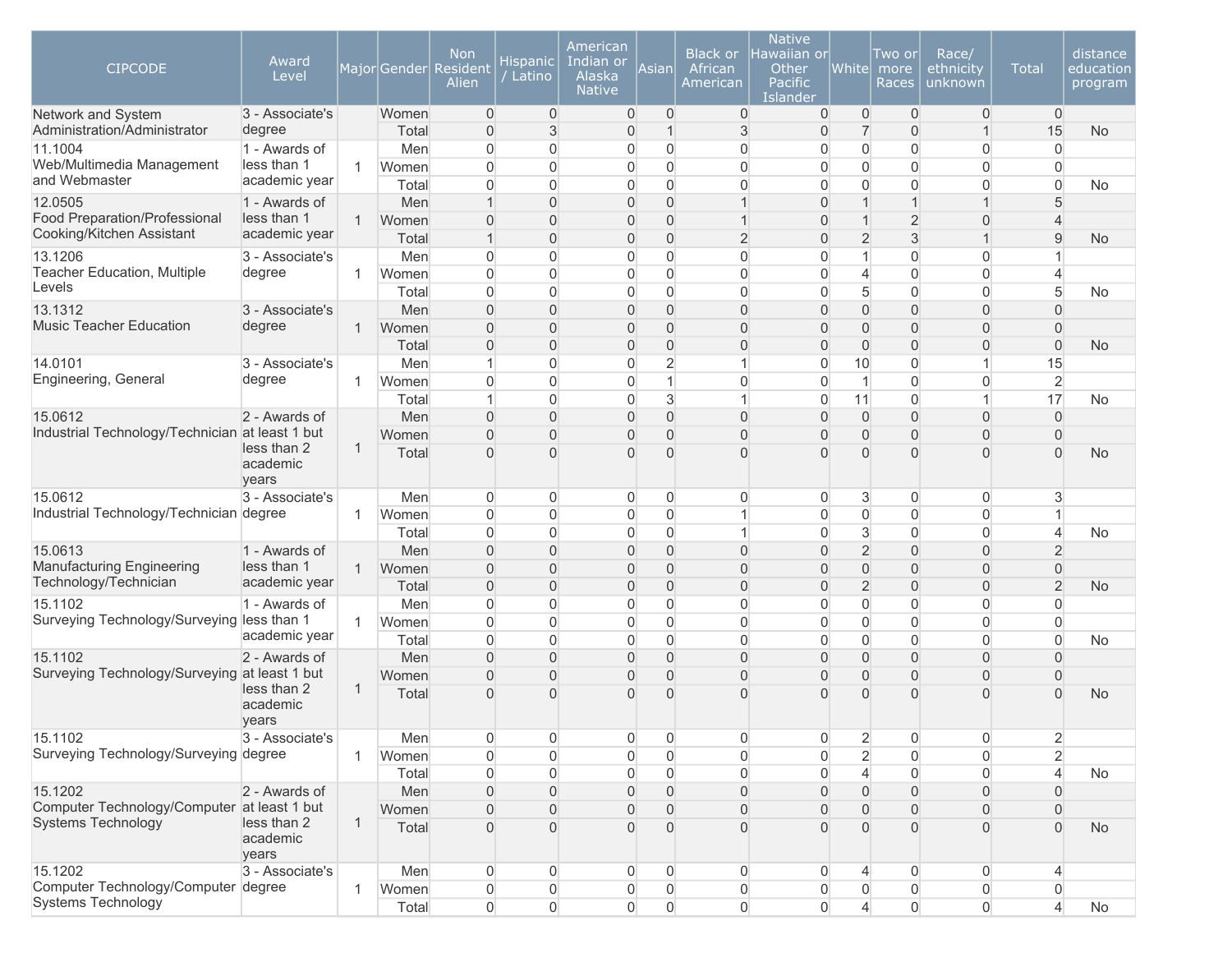| CIPCODE | Award Level | Major | Gender | Non Resident Alien | Hispanic / Latino | American Indian or Alaska Native | Asian | Black or African American | Native Hawaiian or Other Pacific Islander | White | Two or more Races | Race/ ethnicity unknown | Total | distance education program |
|---|---|---|---|---|---|---|---|---|---|---|---|---|---|---|
| Network and System Administration/Administrator | 3 - Associate's degree | | Women | 0 | 0 | 0 | 0 | 0 | 0 | 0 | 0 | 0 | 0 | |
| | | | Total | 0 | 3 | 0 | 1 | 3 | 0 | 7 | 0 | 1 | 15 | No |
| 11.1004 Web/Multimedia Management and Webmaster | 1 - Awards of less than 1 academic year | 1 | Men | 0 | 0 | 0 | 0 | 0 | 0 | 0 | 0 | 0 | 0 | |
| | | | Women | 0 | 0 | 0 | 0 | 0 | 0 | 0 | 0 | 0 | 0 | |
| | | | Total | 0 | 0 | 0 | 0 | 0 | 0 | 0 | 0 | 0 | 0 | No |
| 12.0505 Food Preparation/Professional Cooking/Kitchen Assistant | 1 - Awards of less than 1 academic year | 1 | Men | 1 | 0 | 0 | 0 | 1 | 0 | 1 | 1 | 1 | 5 | |
| | | | Women | 0 | 0 | 0 | 0 | 1 | 0 | 1 | 2 | 0 | 4 | |
| | | | Total | 1 | 0 | 0 | 0 | 2 | 0 | 2 | 3 | 1 | 9 | No |
| 13.1206 Teacher Education, Multiple Levels | 3 - Associate's degree | 1 | Men | 0 | 0 | 0 | 0 | 0 | 0 | 1 | 0 | 0 | 1 | |
| | | | Women | 0 | 0 | 0 | 0 | 0 | 0 | 4 | 0 | 0 | 4 | |
| | | | Total | 0 | 0 | 0 | 0 | 0 | 0 | 5 | 0 | 0 | 5 | No |
| 13.1312 Music Teacher Education | 3 - Associate's degree | 1 | Men | 0 | 0 | 0 | 0 | 0 | 0 | 0 | 0 | 0 | 0 | |
| | | | Women | 0 | 0 | 0 | 0 | 0 | 0 | 0 | 0 | 0 | 0 | |
| | | | Total | 0 | 0 | 0 | 0 | 0 | 0 | 0 | 0 | 0 | 0 | No |
| 14.0101 Engineering, General | 3 - Associate's degree | 1 | Men | 1 | 0 | 0 | 2 | 1 | 0 | 10 | 0 | 1 | 15 | |
| | | | Women | 0 | 0 | 0 | 1 | 0 | 0 | 1 | 0 | 0 | 2 | |
| | | | Total | 1 | 0 | 0 | 3 | 1 | 0 | 11 | 0 | 1 | 17 | No |
| 15.0612 Industrial Technology/Technician | 2 - Awards of at least 1 but less than 2 academic years | 1 | Men | 0 | 0 | 0 | 0 | 0 | 0 | 0 | 0 | 0 | 0 | |
| | | | Women | 0 | 0 | 0 | 0 | 0 | 0 | 0 | 0 | 0 | 0 | |
| | | | Total | 0 | 0 | 0 | 0 | 0 | 0 | 0 | 0 | 0 | 0 | No |
| 15.0612 Industrial Technology/Technician | 3 - Associate's degree | 1 | Men | 0 | 0 | 0 | 0 | 0 | 0 | 3 | 0 | 0 | 3 | |
| | | | Women | 0 | 0 | 0 | 0 | 1 | 0 | 0 | 0 | 0 | 1 | |
| | | | Total | 0 | 0 | 0 | 0 | 1 | 0 | 3 | 0 | 0 | 4 | No |
| 15.0613 Manufacturing Engineering Technology/Technician | 1 - Awards of less than 1 academic year | 1 | Men | 0 | 0 | 0 | 0 | 0 | 0 | 2 | 0 | 0 | 2 | |
| | | | Women | 0 | 0 | 0 | 0 | 0 | 0 | 0 | 0 | 0 | 0 | |
| | | | Total | 0 | 0 | 0 | 0 | 0 | 0 | 2 | 0 | 0 | 2 | No |
| 15.1102 Surveying Technology/Surveying | 1 - Awards of less than 1 academic year | 1 | Men | 0 | 0 | 0 | 0 | 0 | 0 | 0 | 0 | 0 | 0 | |
| | | | Women | 0 | 0 | 0 | 0 | 0 | 0 | 0 | 0 | 0 | 0 | |
| | | | Total | 0 | 0 | 0 | 0 | 0 | 0 | 0 | 0 | 0 | 0 | No |
| 15.1102 Surveying Technology/Surveying | 2 - Awards of at least 1 but less than 2 academic years | 1 | Men | 0 | 0 | 0 | 0 | 0 | 0 | 0 | 0 | 0 | 0 | |
| | | | Women | 0 | 0 | 0 | 0 | 0 | 0 | 0 | 0 | 0 | 0 | |
| | | | Total | 0 | 0 | 0 | 0 | 0 | 0 | 0 | 0 | 0 | 0 | No |
| 15.1102 Surveying Technology/Surveying | 3 - Associate's degree | 1 | Men | 0 | 0 | 0 | 0 | 0 | 0 | 2 | 0 | 0 | 2 | |
| | | | Women | 0 | 0 | 0 | 0 | 0 | 0 | 2 | 0 | 0 | 2 | |
| | | | Total | 0 | 0 | 0 | 0 | 0 | 0 | 4 | 0 | 0 | 4 | No |
| 15.1202 Computer Technology/Computer Systems Technology | 2 - Awards of at least 1 but less than 2 academic years | 1 | Men | 0 | 0 | 0 | 0 | 0 | 0 | 0 | 0 | 0 | 0 | |
| | | | Women | 0 | 0 | 0 | 0 | 0 | 0 | 0 | 0 | 0 | 0 | |
| | | | Total | 0 | 0 | 0 | 0 | 0 | 0 | 0 | 0 | 0 | 0 | No |
| 15.1202 Computer Technology/Computer Systems Technology | 3 - Associate's degree | 1 | Men | 0 | 0 | 0 | 0 | 0 | 0 | 4 | 0 | 0 | 4 | |
| | | | Women | 0 | 0 | 0 | 0 | 0 | 0 | 0 | 0 | 0 | 0 | |
| | | | Total | 0 | 0 | 0 | 0 | 0 | 0 | 4 | 0 | 0 | 4 | No |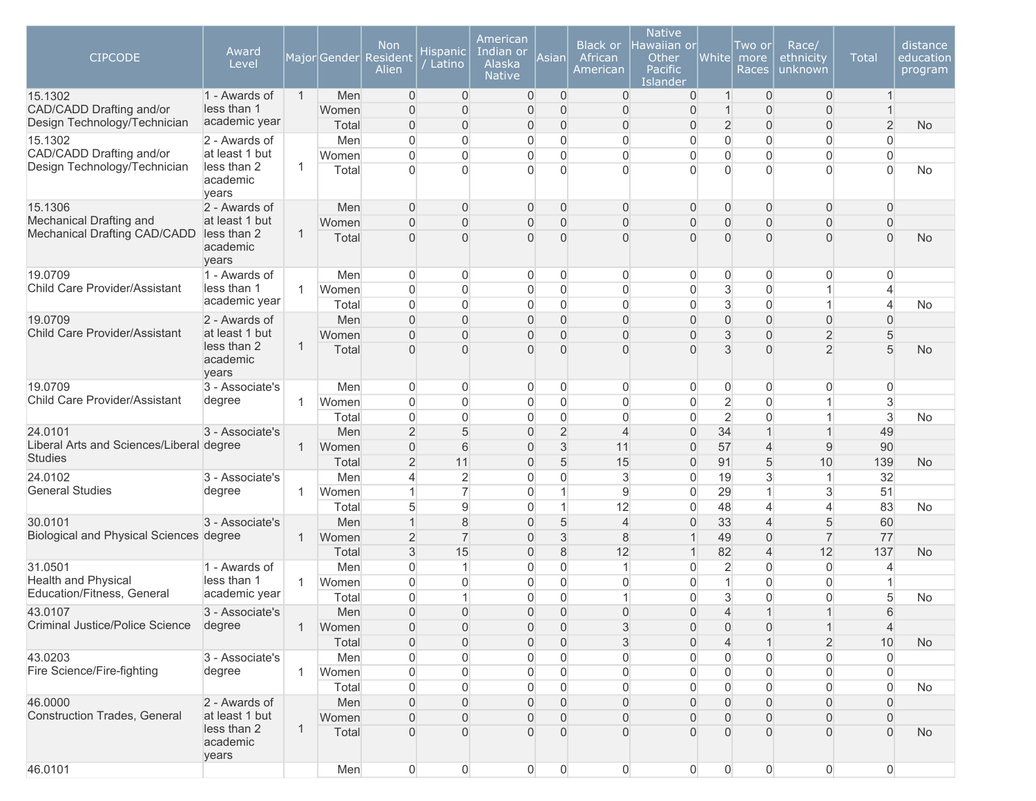| CIPCODE | Award Level | Major | Gender | Non Resident Alien | Hispanic / Latino | American Indian or Alaska Native | Asian | Black or African American | Native Hawaiian or Other Pacific Islander | White | Two or more Races | Race/ ethnicity unknown | Total | distance education program |
|---|---|---|---|---|---|---|---|---|---|---|---|---|---|---|
| 15.1302 CAD/CADD Drafting and/or Design Technology/Technician | 1 - Awards of less than 1 academic year | 1 | Men | 0 | 0 | 0 | 0 | 0 | 0 | 1 | 0 | 0 | 1 | |
| | | | Women | 0 | 0 | 0 | 0 | 0 | 0 | 1 | 0 | 0 | 1 | |
| | | | Total | 0 | 0 | 0 | 0 | 0 | 0 | 2 | 0 | 0 | 2 | No |
| 15.1302 CAD/CADD Drafting and/or Design Technology/Technician | 2 - Awards of at least 1 but less than 2 academic years | 1 | Men | 0 | 0 | 0 | 0 | 0 | 0 | 0 | 0 | 0 | 0 | |
| | | | Women | 0 | 0 | 0 | 0 | 0 | 0 | 0 | 0 | 0 | 0 | |
| | | | Total | 0 | 0 | 0 | 0 | 0 | 0 | 0 | 0 | 0 | 0 | No |
| 15.1306 Mechanical Drafting and Mechanical Drafting CAD/CADD | 2 - Awards of at least 1 but less than 2 academic years | 1 | Men | 0 | 0 | 0 | 0 | 0 | 0 | 0 | 0 | 0 | 0 | |
| | | | Women | 0 | 0 | 0 | 0 | 0 | 0 | 0 | 0 | 0 | 0 | |
| | | | Total | 0 | 0 | 0 | 0 | 0 | 0 | 0 | 0 | 0 | 0 | No |
| 19.0709 Child Care Provider/Assistant | 1 - Awards of less than 1 academic year | 1 | Men | 0 | 0 | 0 | 0 | 0 | 0 | 0 | 0 | 0 | 0 | |
| | | | Women | 0 | 0 | 0 | 0 | 0 | 0 | 3 | 0 | 1 | 4 | |
| | | | Total | 0 | 0 | 0 | 0 | 0 | 0 | 3 | 0 | 1 | 4 | No |
| 19.0709 Child Care Provider/Assistant | 2 - Awards of at least 1 but less than 2 academic years | 1 | Men | 0 | 0 | 0 | 0 | 0 | 0 | 0 | 0 | 0 | 0 | |
| | | | Women | 0 | 0 | 0 | 0 | 0 | 0 | 3 | 0 | 2 | 5 | |
| | | | Total | 0 | 0 | 0 | 0 | 0 | 0 | 3 | 0 | 2 | 5 | No |
| 19.0709 Child Care Provider/Assistant | 3 - Associate's degree | 1 | Men | 0 | 0 | 0 | 0 | 0 | 0 | 0 | 0 | 0 | 0 | |
| | | | Women | 0 | 0 | 0 | 0 | 0 | 0 | 2 | 0 | 1 | 3 | |
| | | | Total | 0 | 0 | 0 | 0 | 0 | 0 | 2 | 0 | 1 | 3 | No |
| 24.0101 Liberal Arts and Sciences/Liberal Studies | 3 - Associate's degree | 1 | Men | 2 | 5 | 0 | 2 | 4 | 0 | 34 | 1 | 1 | 49 | |
| | | | Women | 0 | 6 | 0 | 3 | 11 | 0 | 57 | 4 | 9 | 90 | |
| | | | Total | 2 | 11 | 0 | 5 | 15 | 0 | 91 | 5 | 10 | 139 | No |
| 24.0102 General Studies | 3 - Associate's degree | 1 | Men | 4 | 2 | 0 | 0 | 3 | 0 | 19 | 3 | 1 | 32 | |
| | | | Women | 1 | 7 | 0 | 1 | 9 | 0 | 29 | 1 | 3 | 51 | |
| | | | Total | 5 | 9 | 0 | 1 | 12 | 0 | 48 | 4 | 4 | 83 | No |
| 30.0101 Biological and Physical Sciences | 3 - Associate's degree | 1 | Men | 1 | 8 | 0 | 5 | 4 | 0 | 33 | 4 | 5 | 60 | |
| | | | Women | 2 | 7 | 0 | 3 | 8 | 1 | 49 | 0 | 7 | 77 | |
| | | | Total | 3 | 15 | 0 | 8 | 12 | 1 | 82 | 4 | 12 | 137 | No |
| 31.0501 Health and Physical Education/Fitness, General | 1 - Awards of less than 1 academic year | 1 | Men | 0 | 1 | 0 | 0 | 1 | 0 | 2 | 0 | 0 | 4 | |
| | | | Women | 0 | 0 | 0 | 0 | 0 | 0 | 1 | 0 | 0 | 1 | |
| | | | Total | 0 | 1 | 0 | 0 | 1 | 0 | 3 | 0 | 0 | 5 | No |
| 43.0107 Criminal Justice/Police Science | 3 - Associate's degree | 1 | Men | 0 | 0 | 0 | 0 | 0 | 0 | 4 | 1 | 1 | 6 | |
| | | | Women | 0 | 0 | 0 | 0 | 3 | 0 | 0 | 0 | 1 | 4 | |
| | | | Total | 0 | 0 | 0 | 0 | 3 | 0 | 4 | 1 | 2 | 10 | No |
| 43.0203 Fire Science/Fire-fighting | 3 - Associate's degree | 1 | Men | 0 | 0 | 0 | 0 | 0 | 0 | 0 | 0 | 0 | 0 | |
| | | | Women | 0 | 0 | 0 | 0 | 0 | 0 | 0 | 0 | 0 | 0 | |
| | | | Total | 0 | 0 | 0 | 0 | 0 | 0 | 0 | 0 | 0 | 0 | No |
| 46.0000 Construction Trades, General | 2 - Awards of at least 1 but less than 2 academic years | 1 | Men | 0 | 0 | 0 | 0 | 0 | 0 | 0 | 0 | 0 | 0 | |
| | | | Women | 0 | 0 | 0 | 0 | 0 | 0 | 0 | 0 | 0 | 0 | |
| | | | Total | 0 | 0 | 0 | 0 | 0 | 0 | 0 | 0 | 0 | 0 | No |
| 46.0101 | | | Men | 0 | 0 | 0 | 0 | 0 | 0 | 0 | 0 | 0 | 0 | |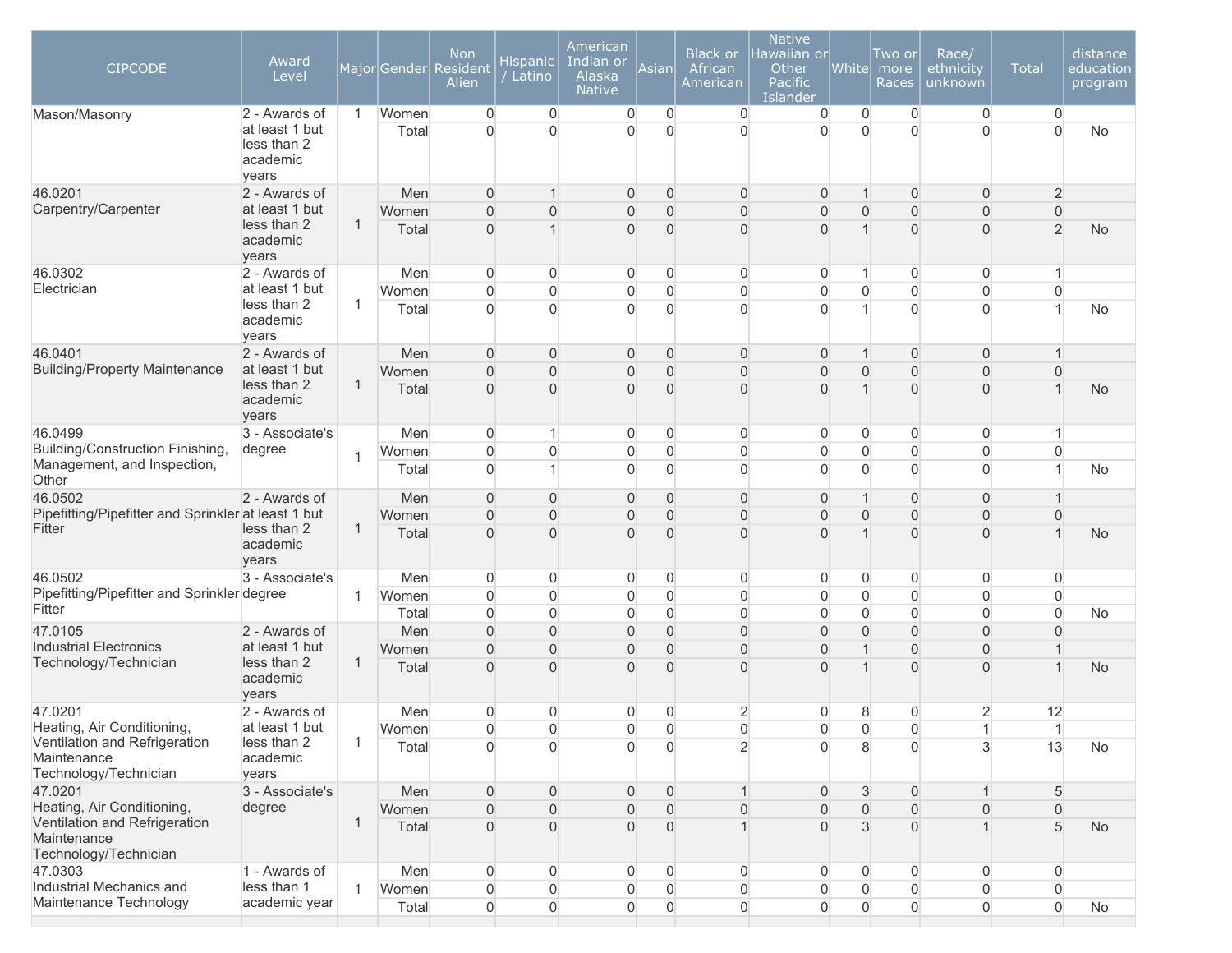| CIPCODE | Award Level | Major | Gender | Non Resident Alien | Hispanic / Latino | American Indian or Alaska Native | Asian | Black or African American | Native Hawaiian or Other Pacific Islander | White | Two or more Races | Race/ ethnicity unknown | Total | distance education program |
|---|---|---|---|---|---|---|---|---|---|---|---|---|---|---|
| Mason/Masonry | 2 - Awards of at least 1 but less than 2 academic years | 1 | Women | 0 | 0 | 0 | 0 | 0 | 0 | 0 | 0 | 0 | 0 | |
| | | | Total | 0 | 0 | 0 | 0 | 0 | 0 | 0 | 0 | 0 | 0 | No |
| 46.0201 Carpentry/Carpenter | 2 - Awards of at least 1 but less than 2 academic years | 1 | Men | 0 | 1 | 0 | 0 | 0 | 0 | 1 | 0 | 0 | 2 | |
| | | | Women | 0 | 0 | 0 | 0 | 0 | 0 | 0 | 0 | 0 | 0 | |
| | | | Total | 0 | 1 | 0 | 0 | 0 | 0 | 1 | 0 | 0 | 2 | No |
| 46.0302 Electrician | 2 - Awards of at least 1 but less than 2 academic years | 1 | Men | 0 | 0 | 0 | 0 | 0 | 0 | 1 | 0 | 0 | 1 | |
| | | | Women | 0 | 0 | 0 | 0 | 0 | 0 | 0 | 0 | 0 | 0 | |
| | | | Total | 0 | 0 | 0 | 0 | 0 | 0 | 1 | 0 | 0 | 1 | No |
| 46.0401 Building/Property Maintenance | 2 - Awards of at least 1 but less than 2 academic years | 1 | Men | 0 | 0 | 0 | 0 | 0 | 0 | 1 | 0 | 0 | 1 | |
| | | | Women | 0 | 0 | 0 | 0 | 0 | 0 | 0 | 0 | 0 | 0 | |
| | | | Total | 0 | 0 | 0 | 0 | 0 | 0 | 1 | 0 | 0 | 1 | No |
| 46.0499 Building/Construction Finishing, Management, and Inspection, Other | 3 - Associate's degree | 1 | Men | 0 | 1 | 0 | 0 | 0 | 0 | 0 | 0 | 0 | 1 | |
| | | | Women | 0 | 0 | 0 | 0 | 0 | 0 | 0 | 0 | 0 | 0 | |
| | | | Total | 0 | 1 | 0 | 0 | 0 | 0 | 0 | 0 | 0 | 1 | No |
| 46.0502 Pipefitting/Pipefitter and Sprinkler Fitter | 2 - Awards of at least 1 but less than 2 academic years | 1 | Men | 0 | 0 | 0 | 0 | 0 | 0 | 1 | 0 | 0 | 1 | |
| | | | Women | 0 | 0 | 0 | 0 | 0 | 0 | 0 | 0 | 0 | 0 | |
| | | | Total | 0 | 0 | 0 | 0 | 0 | 0 | 1 | 0 | 0 | 1 | No |
| 46.0502 Pipefitting/Pipefitter and Sprinkler Fitter | 3 - Associate's degree | 1 | Men | 0 | 0 | 0 | 0 | 0 | 0 | 0 | 0 | 0 | 0 | |
| | | | Women | 0 | 0 | 0 | 0 | 0 | 0 | 0 | 0 | 0 | 0 | |
| | | | Total | 0 | 0 | 0 | 0 | 0 | 0 | 0 | 0 | 0 | 0 | No |
| 47.0105 Industrial Electronics Technology/Technician | 2 - Awards of at least 1 but less than 2 academic years | 1 | Men | 0 | 0 | 0 | 0 | 0 | 0 | 0 | 0 | 0 | 0 | |
| | | | Women | 0 | 0 | 0 | 0 | 0 | 0 | 1 | 0 | 0 | 1 | |
| | | | Total | 0 | 0 | 0 | 0 | 0 | 0 | 1 | 0 | 0 | 1 | No |
| 47.0201 Heating, Air Conditioning, Ventilation and Refrigeration Maintenance Technology/Technician | 2 - Awards of at least 1 but less than 2 academic years | 1 | Men | 0 | 0 | 0 | 0 | 2 | 0 | 8 | 0 | 2 | 12 | |
| | | | Women | 0 | 0 | 0 | 0 | 0 | 0 | 0 | 0 | 1 | 1 | |
| | | | Total | 0 | 0 | 0 | 0 | 2 | 0 | 8 | 0 | 3 | 13 | No |
| 47.0201 Heating, Air Conditioning, Ventilation and Refrigeration Maintenance Technology/Technician | 3 - Associate's degree | 1 | Men | 0 | 0 | 0 | 0 | 1 | 0 | 3 | 0 | 1 | 5 | |
| | | | Women | 0 | 0 | 0 | 0 | 0 | 0 | 0 | 0 | 0 | 0 | |
| | | | Total | 0 | 0 | 0 | 0 | 1 | 0 | 3 | 0 | 1 | 5 | No |
| 47.0303 Industrial Mechanics and Maintenance Technology | 1 - Awards of less than 1 academic year | 1 | Men | 0 | 0 | 0 | 0 | 0 | 0 | 0 | 0 | 0 | 0 | |
| | | | Women | 0 | 0 | 0 | 0 | 0 | 0 | 0 | 0 | 0 | 0 | |
| | | | Total | 0 | 0 | 0 | 0 | 0 | 0 | 0 | 0 | 0 | 0 | No |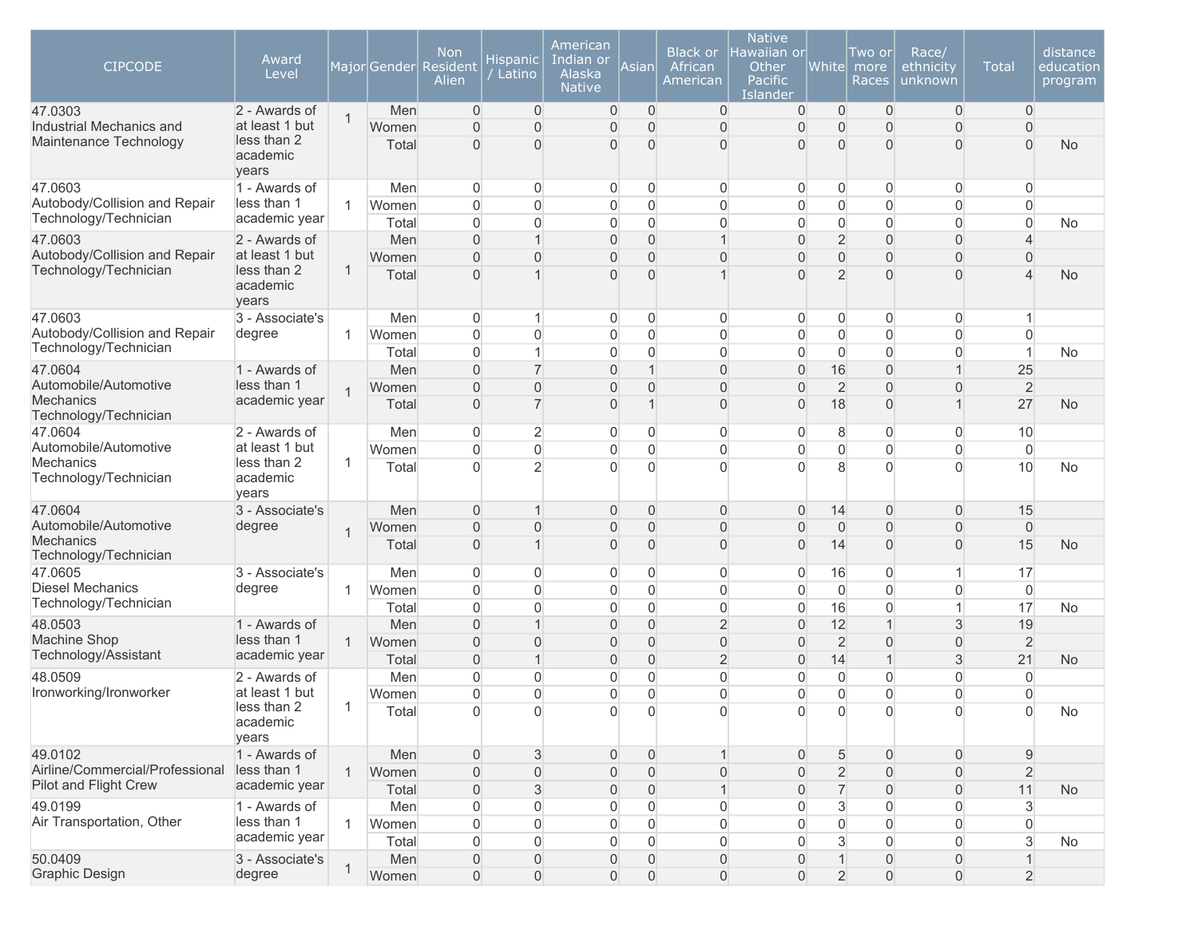| CIPCODE | Award Level | Major | Gender | Non Resident Alien | Hispanic / Latino | American Indian or Alaska Native | Asian | Black or African American | Native Hawaiian or Other Pacific Islander | White | Two or more Races | Race/ ethnicity unknown | Total | distance education program |
|---|---|---|---|---|---|---|---|---|---|---|---|---|---|---|
| 47.0303 Industrial Mechanics and Maintenance Technology | 2 - Awards of at least 1 but less than 2 academic years | 1 | Men | 0 | 0 | 0 | 0 | 0 | 0 | 0 | 0 | 0 | 0 | |
| | | | Women | 0 | 0 | 0 | 0 | 0 | 0 | 0 | 0 | 0 | 0 | |
| | | | Total | 0 | 0 | 0 | 0 | 0 | 0 | 0 | 0 | 0 | 0 | No |
| 47.0603 Autobody/Collision and Repair Technology/Technician | 1 - Awards of less than 1 academic year | 1 | Men | 0 | 0 | 0 | 0 | 0 | 0 | 0 | 0 | 0 | 0 | |
| | | | Women | 0 | 0 | 0 | 0 | 0 | 0 | 0 | 0 | 0 | 0 | |
| | | | Total | 0 | 0 | 0 | 0 | 0 | 0 | 0 | 0 | 0 | 0 | No |
| 47.0603 Autobody/Collision and Repair Technology/Technician | 2 - Awards of at least 1 but less than 2 academic years | 1 | Men | 0 | 1 | 0 | 0 | 1 | 0 | 2 | 0 | 0 | 4 | |
| | | | Women | 0 | 0 | 0 | 0 | 0 | 0 | 0 | 0 | 0 | 0 | |
| | | | Total | 0 | 1 | 0 | 0 | 1 | 0 | 2 | 0 | 0 | 4 | No |
| 47.0603 Autobody/Collision and Repair Technology/Technician | 3 - Associate's degree | 1 | Men | 0 | 1 | 0 | 0 | 0 | 0 | 0 | 0 | 0 | 1 | |
| | | | Women | 0 | 0 | 0 | 0 | 0 | 0 | 0 | 0 | 0 | 0 | |
| | | | Total | 0 | 1 | 0 | 0 | 0 | 0 | 0 | 0 | 0 | 1 | No |
| 47.0604 Automobile/Automotive Mechanics Technology/Technician | 1 - Awards of less than 1 academic year | 1 | Men | 0 | 7 | 0 | 1 | 0 | 0 | 16 | 0 | 1 | 25 | |
| | | | Women | 0 | 0 | 0 | 0 | 0 | 0 | 2 | 0 | 0 | 2 | |
| | | | Total | 0 | 7 | 0 | 1 | 0 | 0 | 18 | 0 | 1 | 27 | No |
| 47.0604 Automobile/Automotive Mechanics Technology/Technician | 2 - Awards of at least 1 but less than 2 academic years | 1 | Men | 0 | 2 | 0 | 0 | 0 | 0 | 8 | 0 | 0 | 10 | |
| | | | Women | 0 | 0 | 0 | 0 | 0 | 0 | 0 | 0 | 0 | 0 | |
| | | | Total | 0 | 2 | 0 | 0 | 0 | 0 | 8 | 0 | 0 | 10 | No |
| 47.0604 Automobile/Automotive Mechanics Technology/Technician | 3 - Associate's degree | 1 | Men | 0 | 1 | 0 | 0 | 0 | 0 | 14 | 0 | 0 | 15 | |
| | | | Women | 0 | 0 | 0 | 0 | 0 | 0 | 0 | 0 | 0 | 0 | |
| | | | Total | 0 | 1 | 0 | 0 | 0 | 0 | 14 | 0 | 0 | 15 | No |
| 47.0605 Diesel Mechanics Technology/Technician | 3 - Associate's degree | 1 | Men | 0 | 0 | 0 | 0 | 0 | 0 | 16 | 0 | 1 | 17 | |
| | | | Women | 0 | 0 | 0 | 0 | 0 | 0 | 0 | 0 | 0 | 0 | |
| | | | Total | 0 | 0 | 0 | 0 | 0 | 0 | 16 | 0 | 1 | 17 | No |
| 48.0503 Machine Shop Technology/Assistant | 1 - Awards of less than 1 academic year | 1 | Men | 0 | 1 | 0 | 0 | 2 | 0 | 12 | 1 | 3 | 19 | |
| | | | Women | 0 | 0 | 0 | 0 | 0 | 0 | 2 | 0 | 0 | 2 | |
| | | | Total | 0 | 1 | 0 | 0 | 2 | 0 | 14 | 1 | 3 | 21 | No |
| 48.0509 Ironworking/Ironworker | 2 - Awards of at least 1 but less than 2 academic years | 1 | Men | 0 | 0 | 0 | 0 | 0 | 0 | 0 | 0 | 0 | 0 | |
| | | | Women | 0 | 0 | 0 | 0 | 0 | 0 | 0 | 0 | 0 | 0 | |
| | | | Total | 0 | 0 | 0 | 0 | 0 | 0 | 0 | 0 | 0 | 0 | No |
| 49.0102 Airline/Commercial/Professional Pilot and Flight Crew | 1 - Awards of less than 1 academic year | 1 | Men | 0 | 3 | 0 | 0 | 1 | 0 | 5 | 0 | 0 | 9 | |
| | | | Women | 0 | 0 | 0 | 0 | 0 | 0 | 2 | 0 | 0 | 2 | |
| | | | Total | 0 | 3 | 0 | 0 | 1 | 0 | 7 | 0 | 0 | 11 | No |
| 49.0199 Air Transportation, Other | 1 - Awards of less than 1 academic year | 1 | Men | 0 | 0 | 0 | 0 | 0 | 0 | 3 | 0 | 0 | 3 | |
| | | | Women | 0 | 0 | 0 | 0 | 0 | 0 | 0 | 0 | 0 | 0 | |
| | | | Total | 0 | 0 | 0 | 0 | 0 | 0 | 3 | 0 | 0 | 3 | No |
| 50.0409 Graphic Design | 3 - Associate's degree | 1 | Men | 0 | 0 | 0 | 0 | 0 | 0 | 1 | 0 | 0 | 1 | |
| | | | Women | 0 | 0 | 0 | 0 | 0 | 0 | 2 | 0 | 0 | 2 | |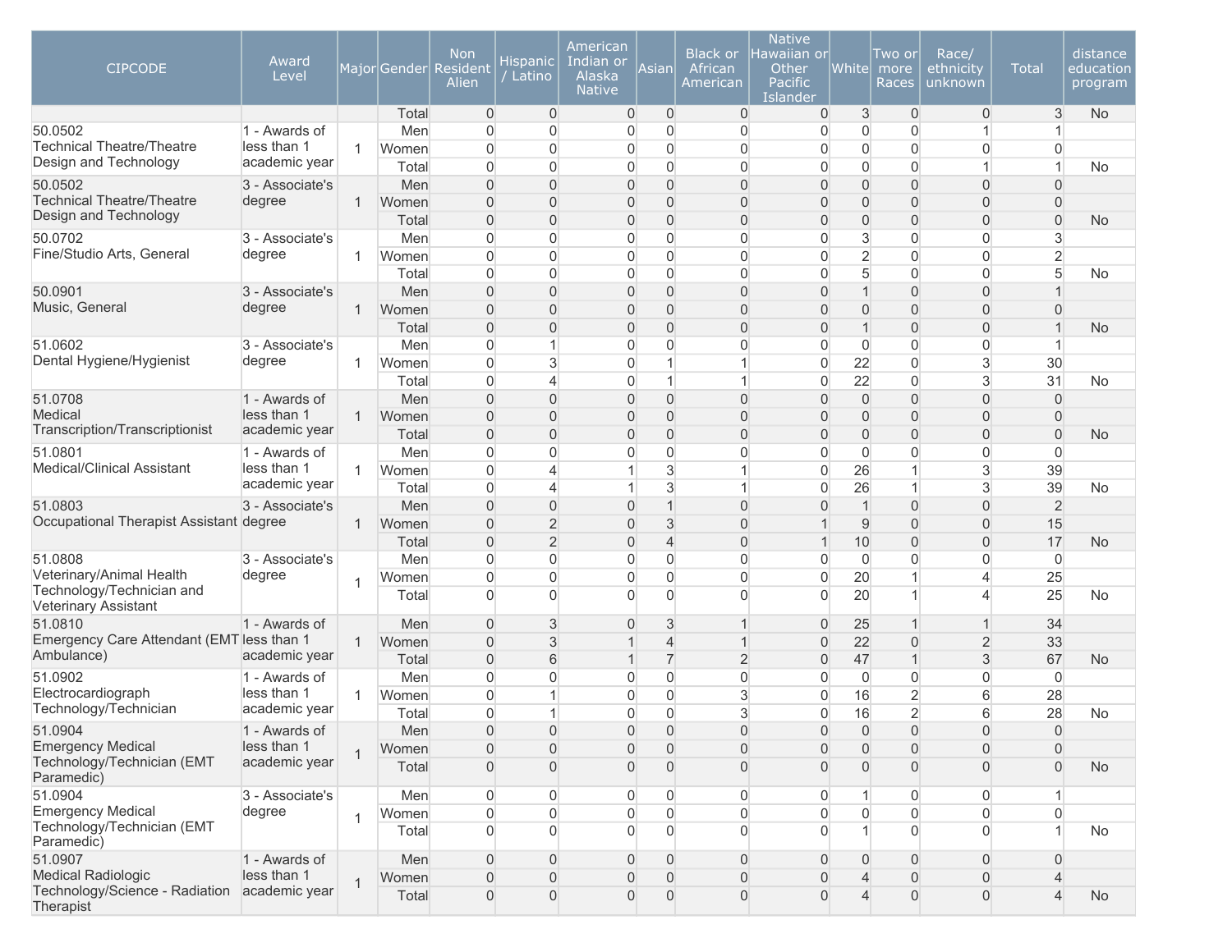| CIPCODE | Award Level | Major | Gender | Non Resident Alien | Hispanic / Latino | American Indian or Alaska Native | Asian | Black or African American | Native Hawaiian or Other Pacific Islander | White | Two or more Races | Race/ ethnicity unknown | Total | distance education program |
|---|---|---|---|---|---|---|---|---|---|---|---|---|---|---|
| | | | Total | 0 | 0 | 0 | 0 | 0 | 0 | 3 | 0 | 0 | 3 | No |
| 50.0502 Technical Theatre/Theatre Design and Technology | 1 - Awards of less than 1 academic year | 1 | Men | 0 | 0 | 0 | 0 | 0 | 0 | 0 | 0 | 1 | 1 | |
| | | | Women | 0 | 0 | 0 | 0 | 0 | 0 | 0 | 0 | 0 | 0 | |
| | | | Total | 0 | 0 | 0 | 0 | 0 | 0 | 0 | 0 | 1 | 1 | No |
| 50.0502 Technical Theatre/Theatre Design and Technology | 3 - Associate's degree | 1 | Men | 0 | 0 | 0 | 0 | 0 | 0 | 0 | 0 | 0 | 0 | |
| | | | Women | 0 | 0 | 0 | 0 | 0 | 0 | 0 | 0 | 0 | 0 | |
| | | | Total | 0 | 0 | 0 | 0 | 0 | 0 | 0 | 0 | 0 | 0 | No |
| 50.0702 Fine/Studio Arts, General | 3 - Associate's degree | 1 | Men | 0 | 0 | 0 | 0 | 0 | 0 | 3 | 0 | 0 | 3 | |
| | | | Women | 0 | 0 | 0 | 0 | 0 | 0 | 2 | 0 | 0 | 2 | |
| | | | Total | 0 | 0 | 0 | 0 | 0 | 0 | 5 | 0 | 0 | 5 | No |
| 50.0901 Music, General | 3 - Associate's degree | 1 | Men | 0 | 0 | 0 | 0 | 0 | 0 | 1 | 0 | 0 | 1 | |
| | | | Women | 0 | 0 | 0 | 0 | 0 | 0 | 0 | 0 | 0 | 0 | |
| | | | Total | 0 | 0 | 0 | 0 | 0 | 0 | 1 | 0 | 0 | 1 | No |
| 51.0602 Dental Hygiene/Hygienist | 3 - Associate's degree | 1 | Men | 0 | 1 | 0 | 0 | 0 | 0 | 0 | 0 | 0 | 1 | |
| | | | Women | 0 | 3 | 0 | 1 | 1 | 0 | 22 | 0 | 3 | 30 | |
| | | | Total | 0 | 4 | 0 | 1 | 1 | 0 | 22 | 0 | 3 | 31 | No |
| 51.0708 Medical Transcription/Transcriptionist | 1 - Awards of less than 1 academic year | 1 | Men | 0 | 0 | 0 | 0 | 0 | 0 | 0 | 0 | 0 | 0 | |
| | | | Women | 0 | 0 | 0 | 0 | 0 | 0 | 0 | 0 | 0 | 0 | |
| | | | Total | 0 | 0 | 0 | 0 | 0 | 0 | 0 | 0 | 0 | 0 | No |
| 51.0801 Medical/Clinical Assistant | 1 - Awards of less than 1 academic year | 1 | Men | 0 | 0 | 0 | 0 | 0 | 0 | 0 | 0 | 0 | 0 | |
| | | | Women | 0 | 4 | 1 | 3 | 1 | 0 | 26 | 1 | 3 | 39 | |
| | | | Total | 0 | 4 | 1 | 3 | 1 | 0 | 26 | 1 | 3 | 39 | No |
| 51.0803 Occupational Therapist Assistant | 3 - Associate's degree | 1 | Men | 0 | 0 | 0 | 1 | 0 | 0 | 1 | 0 | 0 | 2 | |
| | | | Women | 0 | 2 | 0 | 3 | 0 | 1 | 9 | 0 | 0 | 15 | |
| | | | Total | 0 | 2 | 0 | 4 | 0 | 1 | 10 | 0 | 0 | 17 | No |
| 51.0808 Veterinary/Animal Health Technology/Technician and Veterinary Assistant | 3 - Associate's degree | 1 | Men | 0 | 0 | 0 | 0 | 0 | 0 | 0 | 0 | 0 | 0 | |
| | | | Women | 0 | 0 | 0 | 0 | 0 | 0 | 20 | 1 | 4 | 25 | |
| | | | Total | 0 | 0 | 0 | 0 | 0 | 0 | 20 | 1 | 4 | 25 | No |
| 51.0810 Emergency Care Attendant (EMT Ambulance) | 1 - Awards of less than 1 academic year | 1 | Men | 0 | 3 | 0 | 3 | 1 | 0 | 25 | 1 | 1 | 34 | |
| | | | Women | 0 | 3 | 1 | 4 | 1 | 0 | 22 | 0 | 2 | 33 | |
| | | | Total | 0 | 6 | 1 | 7 | 2 | 0 | 47 | 1 | 3 | 67 | No |
| 51.0902 Electrocardiograph Technology/Technician | 1 - Awards of less than 1 academic year | 1 | Men | 0 | 0 | 0 | 0 | 0 | 0 | 0 | 0 | 0 | 0 | |
| | | | Women | 0 | 1 | 0 | 0 | 3 | 0 | 16 | 2 | 6 | 28 | |
| | | | Total | 0 | 1 | 0 | 0 | 3 | 0 | 16 | 2 | 6 | 28 | No |
| 51.0904 Emergency Medical Technology/Technician (EMT Paramedic) | 1 - Awards of less than 1 academic year | 1 | Men | 0 | 0 | 0 | 0 | 0 | 0 | 0 | 0 | 0 | 0 | |
| | | | Women | 0 | 0 | 0 | 0 | 0 | 0 | 0 | 0 | 0 | 0 | |
| | | | Total | 0 | 0 | 0 | 0 | 0 | 0 | 0 | 0 | 0 | 0 | No |
| 51.0904 Emergency Medical Technology/Technician (EMT Paramedic) | 3 - Associate's degree | 1 | Men | 0 | 0 | 0 | 0 | 0 | 0 | 1 | 0 | 0 | 1 | |
| | | | Women | 0 | 0 | 0 | 0 | 0 | 0 | 0 | 0 | 0 | 0 | |
| | | | Total | 0 | 0 | 0 | 0 | 0 | 0 | 1 | 0 | 0 | 1 | No |
| 51.0907 Medical Radiologic Technology/Science - Radiation Therapist | 1 - Awards of less than 1 academic year | 1 | Men | 0 | 0 | 0 | 0 | 0 | 0 | 0 | 0 | 0 | 0 | |
| | | | Women | 0 | 0 | 0 | 0 | 0 | 0 | 4 | 0 | 0 | 4 | |
| | | | Total | 0 | 0 | 0 | 0 | 0 | 0 | 4 | 0 | 0 | 4 | No |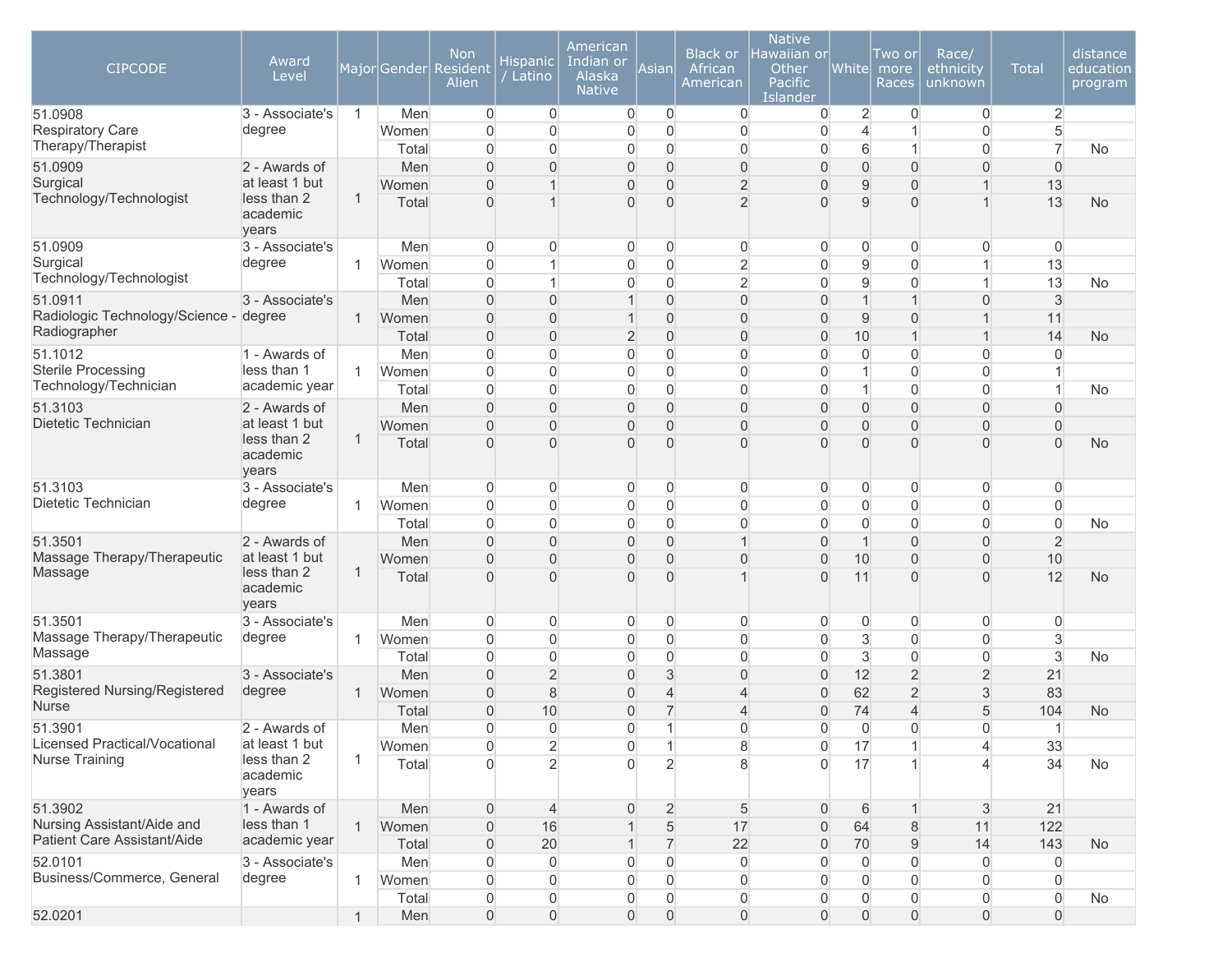| CIPCODE | Award Level | Major | Gender | Non Resident Alien | Hispanic / Latino | American Indian or Alaska Native | Asian | Black or African American | Native Hawaiian or Other Pacific Islander | White | Two or more Races | Race/ ethnicity unknown | Total | distance education program |
|---|---|---|---|---|---|---|---|---|---|---|---|---|---|---|
| 51.0908 Respiratory Care Therapy/Therapist | 3 - Associate's degree | 1 | Men | 0 | 0 | 0 | 0 | 0 | 0 | 2 | 0 | 0 | 2 | |
| | | | Women | 0 | 0 | 0 | 0 | 0 | 0 | 4 | 1 | 0 | 5 | |
| | | | Total | 0 | 0 | 0 | 0 | 0 | 0 | 6 | 1 | 0 | 7 | No |
| 51.0909 Surgical Technology/Technologist | 2 - Awards of at least 1 but less than 2 academic years | 1 | Men | 0 | 0 | 0 | 0 | 0 | 0 | 0 | 0 | 0 | 0 | |
| | | | Women | 0 | 1 | 0 | 0 | 2 | 0 | 9 | 0 | 1 | 13 | |
| | | | Total | 0 | 1 | 0 | 0 | 2 | 0 | 9 | 0 | 1 | 13 | No |
| 51.0909 Surgical Technology/Technologist | 3 - Associate's degree | 1 | Men | 0 | 0 | 0 | 0 | 0 | 0 | 0 | 0 | 0 | 0 | |
| | | | Women | 0 | 1 | 0 | 0 | 2 | 0 | 9 | 0 | 1 | 13 | |
| | | | Total | 0 | 1 | 0 | 0 | 2 | 0 | 9 | 0 | 1 | 13 | No |
| 51.0911 Radiologic Technology/Science - Radiographer | 3 - Associate's degree | 1 | Men | 0 | 0 | 1 | 0 | 0 | 0 | 1 | 1 | 0 | 3 | |
| | | | Women | 0 | 0 | 1 | 0 | 0 | 0 | 9 | 0 | 1 | 11 | |
| | | | Total | 0 | 0 | 2 | 0 | 0 | 0 | 10 | 1 | 1 | 14 | No |
| 51.1012 Sterile Processing Technology/Technician | 1 - Awards of less than 1 academic year | 1 | Men | 0 | 0 | 0 | 0 | 0 | 0 | 0 | 0 | 0 | 0 | |
| | | | Women | 0 | 0 | 0 | 0 | 0 | 0 | 1 | 0 | 0 | 1 | |
| | | | Total | 0 | 0 | 0 | 0 | 0 | 0 | 1 | 0 | 0 | 1 | No |
| 51.3103 Dietetic Technician | 2 - Awards of at least 1 but less than 2 academic years | 1 | Men | 0 | 0 | 0 | 0 | 0 | 0 | 0 | 0 | 0 | 0 | |
| | | | Women | 0 | 0 | 0 | 0 | 0 | 0 | 0 | 0 | 0 | 0 | |
| | | | Total | 0 | 0 | 0 | 0 | 0 | 0 | 0 | 0 | 0 | 0 | No |
| 51.3103 Dietetic Technician | 3 - Associate's degree | 1 | Men | 0 | 0 | 0 | 0 | 0 | 0 | 0 | 0 | 0 | 0 | |
| | | | Women | 0 | 0 | 0 | 0 | 0 | 0 | 0 | 0 | 0 | 0 | |
| | | | Total | 0 | 0 | 0 | 0 | 0 | 0 | 0 | 0 | 0 | 0 | No |
| 51.3501 Massage Therapy/Therapeutic Massage | 2 - Awards of at least 1 but less than 2 academic years | 1 | Men | 0 | 0 | 0 | 0 | 1 | 0 | 1 | 0 | 0 | 2 | |
| | | | Women | 0 | 0 | 0 | 0 | 0 | 0 | 10 | 0 | 0 | 10 | |
| | | | Total | 0 | 0 | 0 | 0 | 1 | 0 | 11 | 0 | 0 | 12 | No |
| 51.3501 Massage Therapy/Therapeutic Massage | 3 - Associate's degree | 1 | Men | 0 | 0 | 0 | 0 | 0 | 0 | 0 | 0 | 0 | 0 | |
| | | | Women | 0 | 0 | 0 | 0 | 0 | 0 | 3 | 0 | 0 | 3 | |
| | | | Total | 0 | 0 | 0 | 0 | 0 | 0 | 3 | 0 | 0 | 3 | No |
| 51.3801 Registered Nursing/Registered Nurse | 3 - Associate's degree | 1 | Men | 0 | 2 | 0 | 3 | 0 | 0 | 12 | 2 | 2 | 21 | |
| | | | Women | 0 | 8 | 0 | 4 | 4 | 0 | 62 | 2 | 3 | 83 | |
| | | | Total | 0 | 10 | 0 | 7 | 4 | 0 | 74 | 4 | 5 | 104 | No |
| 51.3901 Licensed Practical/Vocational Nurse Training | 2 - Awards of at least 1 but less than 2 academic years | 1 | Men | 0 | 0 | 0 | 1 | 0 | 0 | 0 | 0 | 0 | 1 | |
| | | | Women | 0 | 2 | 0 | 1 | 8 | 0 | 17 | 1 | 4 | 33 | |
| | | | Total | 0 | 2 | 0 | 2 | 8 | 0 | 17 | 1 | 4 | 34 | No |
| 51.3902 Nursing Assistant/Aide and Patient Care Assistant/Aide | 1 - Awards of less than 1 academic year | 1 | Men | 0 | 4 | 0 | 2 | 5 | 0 | 6 | 1 | 3 | 21 | |
| | | | Women | 0 | 16 | 1 | 5 | 17 | 0 | 64 | 8 | 11 | 122 | |
| | | | Total | 0 | 20 | 1 | 7 | 22 | 0 | 70 | 9 | 14 | 143 | No |
| 52.0101 Business/Commerce, General | 3 - Associate's degree | 1 | Men | 0 | 0 | 0 | 0 | 0 | 0 | 0 | 0 | 0 | 0 | |
| | | | Women | 0 | 0 | 0 | 0 | 0 | 0 | 0 | 0 | 0 | 0 | |
| | | | Total | 0 | 0 | 0 | 0 | 0 | 0 | 0 | 0 | 0 | 0 | No |
| 52.0201 | | 1 | Men | 0 | 0 | 0 | 0 | 0 | 0 | 0 | 0 | 0 | 0 | |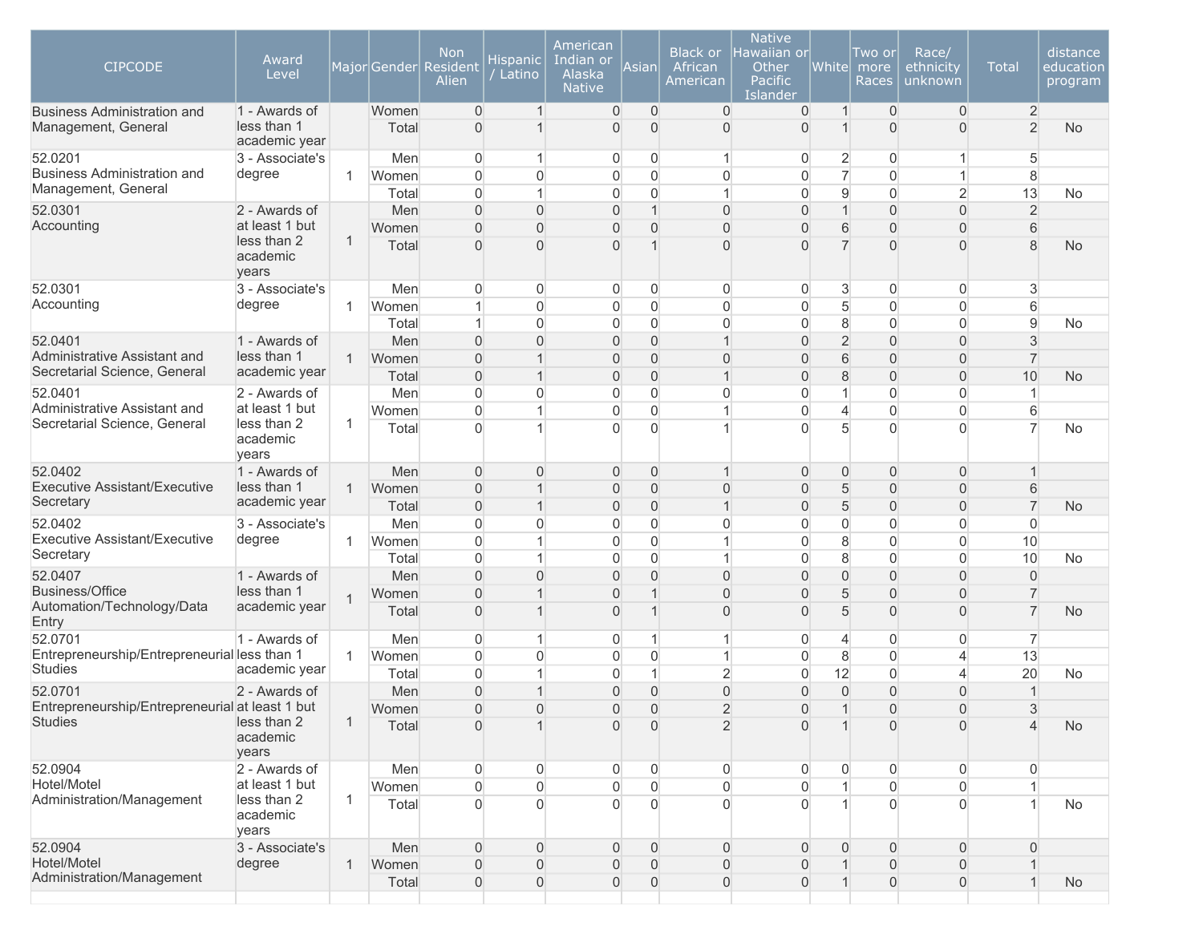| CIPCODE | Award Level | Major | Gender | Non Resident Alien | Hispanic / Latino | American Indian or Alaska Native | Asian | Black or African American | Native Hawaiian or Other Pacific Islander | White | Two or more Races | Race/ ethnicity unknown | Total | distance education program |
|---|---|---|---|---|---|---|---|---|---|---|---|---|---|---|
| Business Administration and Management, General | 1 - Awards of less than 1 academic year | | Women | 0 | 1 | 0 | 0 | 0 | 0 | 1 | 0 | 0 | 2 | |
| | | | Total | 0 | 1 | 0 | 0 | 0 | 0 | 1 | 0 | 0 | 2 | No |
| 52.0201 Business Administration and Management, General | 3 - Associate's degree | 1 | Men | 0 | 1 | 0 | 0 | 1 | 0 | 2 | 0 | 1 | 5 | |
| | | | Women | 0 | 0 | 0 | 0 | 0 | 0 | 7 | 0 | 1 | 8 | |
| | | | Total | 0 | 1 | 0 | 0 | 1 | 0 | 9 | 0 | 2 | 13 | No |
| 52.0301 Accounting | 2 - Awards of at least 1 but less than 2 academic years | 1 | Men | 0 | 0 | 0 | 1 | 0 | 0 | 1 | 0 | 0 | 2 | |
| | | | Women | 0 | 0 | 0 | 0 | 0 | 0 | 6 | 0 | 0 | 6 | |
| | | | Total | 0 | 0 | 0 | 1 | 0 | 0 | 7 | 0 | 0 | 8 | No |
| 52.0301 Accounting | 3 - Associate's degree | 1 | Men | 0 | 0 | 0 | 0 | 0 | 0 | 3 | 0 | 0 | 3 | |
| | | | Women | 1 | 0 | 0 | 0 | 0 | 0 | 5 | 0 | 0 | 6 | |
| | | | Total | 1 | 0 | 0 | 0 | 0 | 0 | 8 | 0 | 0 | 9 | No |
| 52.0401 Administrative Assistant and Secretarial Science, General | 1 - Awards of less than 1 academic year | 1 | Men | 0 | 0 | 0 | 0 | 1 | 0 | 2 | 0 | 0 | 3 | |
| | | | Women | 0 | 1 | 0 | 0 | 0 | 0 | 6 | 0 | 0 | 7 | |
| | | | Total | 0 | 1 | 0 | 0 | 1 | 0 | 8 | 0 | 0 | 10 | No |
| 52.0401 Administrative Assistant and Secretarial Science, General | 2 - Awards of at least 1 but less than 2 academic years | 1 | Men | 0 | 0 | 0 | 0 | 0 | 0 | 1 | 0 | 0 | 1 | |
| | | | Women | 0 | 1 | 0 | 0 | 1 | 0 | 4 | 0 | 0 | 6 | |
| | | | Total | 0 | 1 | 0 | 0 | 1 | 0 | 5 | 0 | 0 | 7 | No |
| 52.0402 Executive Assistant/Executive Secretary | 1 - Awards of less than 1 academic year | 1 | Men | 0 | 0 | 0 | 0 | 1 | 0 | 0 | 0 | 0 | 1 | |
| | | | Women | 0 | 1 | 0 | 0 | 0 | 0 | 5 | 0 | 0 | 6 | |
| | | | Total | 0 | 1 | 0 | 0 | 1 | 0 | 5 | 0 | 0 | 7 | No |
| 52.0402 Executive Assistant/Executive Secretary | 3 - Associate's degree | 1 | Men | 0 | 0 | 0 | 0 | 0 | 0 | 0 | 0 | 0 | 0 | |
| | | | Women | 0 | 1 | 0 | 0 | 1 | 0 | 8 | 0 | 0 | 10 | |
| | | | Total | 0 | 1 | 0 | 0 | 1 | 0 | 8 | 0 | 0 | 10 | No |
| 52.0407 Business/Office Automation/Technology/Data Entry | 1 - Awards of less than 1 academic year | 1 | Men | 0 | 0 | 0 | 0 | 0 | 0 | 0 | 0 | 0 | 0 | |
| | | | Women | 0 | 1 | 0 | 1 | 0 | 0 | 5 | 0 | 0 | 7 | |
| | | | Total | 0 | 1 | 0 | 1 | 0 | 0 | 5 | 0 | 0 | 7 | No |
| 52.0701 Entrepreneurship/Entrepreneurial Studies | 1 - Awards of less than 1 academic year | 1 | Men | 0 | 1 | 0 | 1 | 1 | 0 | 4 | 0 | 0 | 7 | |
| | | | Women | 0 | 0 | 0 | 0 | 1 | 0 | 8 | 0 | 4 | 13 | |
| | | | Total | 0 | 1 | 0 | 1 | 2 | 0 | 12 | 0 | 4 | 20 | No |
| 52.0701 Entrepreneurship/Entrepreneurial Studies | 2 - Awards of at least 1 but less than 2 academic years | 1 | Men | 0 | 1 | 0 | 0 | 0 | 0 | 0 | 0 | 0 | 1 | |
| | | | Women | 0 | 0 | 0 | 0 | 2 | 0 | 1 | 0 | 0 | 3 | |
| | | | Total | 0 | 1 | 0 | 0 | 2 | 0 | 1 | 0 | 0 | 4 | No |
| 52.0904 Hotel/Motel Administration/Management | 2 - Awards of at least 1 but less than 2 academic years | 1 | Men | 0 | 0 | 0 | 0 | 0 | 0 | 0 | 0 | 0 | 0 | |
| | | | Women | 0 | 0 | 0 | 0 | 0 | 0 | 1 | 0 | 0 | 1 | |
| | | | Total | 0 | 0 | 0 | 0 | 0 | 0 | 1 | 0 | 0 | 1 | No |
| 52.0904 Hotel/Motel Administration/Management | 3 - Associate's degree | 1 | Men | 0 | 0 | 0 | 0 | 0 | 0 | 0 | 0 | 0 | 0 | |
| | | | Women | 0 | 0 | 0 | 0 | 0 | 0 | 1 | 0 | 0 | 1 | |
| | | | Total | 0 | 0 | 0 | 0 | 0 | 0 | 1 | 0 | 0 | 1 | No |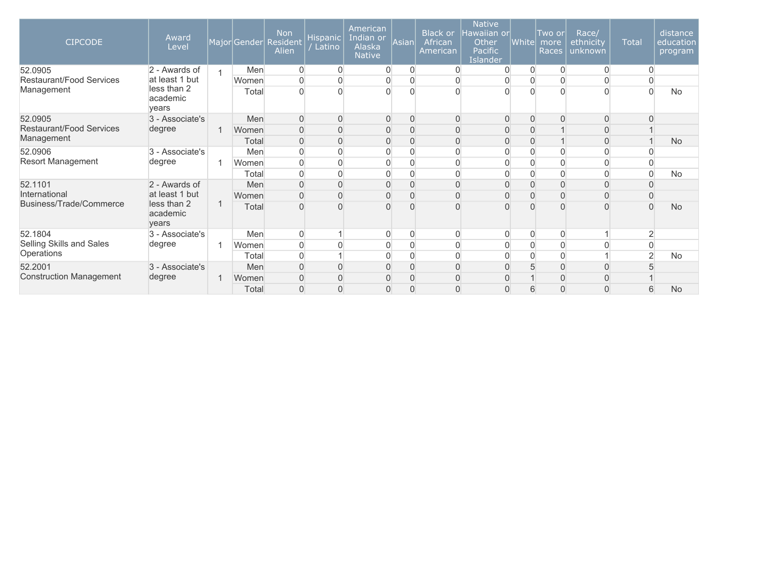| CIPCODE | Award Level | Major | Gender | Non Resident Alien | Hispanic / Latino | American Indian or Alaska Native | Asian | Black or African American | Native Hawaiian or Other Pacific Islander | White | Two or more Races | Race/ ethnicity unknown | Total | distance education program |
|---|---|---|---|---|---|---|---|---|---|---|---|---|---|---|
| 52.0905 Restaurant/Food Services Management | 2 - Awards of at least 1 but less than 2 academic years | 1 | Men | 0 | 0 | 0 | 0 | 0 | 0 | 0 | 0 | 0 | 0 | |
| | | | Women | 0 | 0 | 0 | 0 | 0 | 0 | 0 | 0 | 0 | 0 | |
| | | | Total | 0 | 0 | 0 | 0 | 0 | 0 | 0 | 0 | 0 | 0 | No |
| 52.0905 Restaurant/Food Services Management | 3 - Associate's degree | 1 | Men | 0 | 0 | 0 | 0 | 0 | 0 | 0 | 0 | 0 | 0 | |
| | | | Women | 0 | 0 | 0 | 0 | 0 | 0 | 0 | 1 | 0 | 1 | |
| | | | Total | 0 | 0 | 0 | 0 | 0 | 0 | 0 | 1 | 0 | 1 | No |
| 52.0906 Resort Management | 3 - Associate's degree | 1 | Men | 0 | 0 | 0 | 0 | 0 | 0 | 0 | 0 | 0 | 0 | |
| | | | Women | 0 | 0 | 0 | 0 | 0 | 0 | 0 | 0 | 0 | 0 | |
| | | | Total | 0 | 0 | 0 | 0 | 0 | 0 | 0 | 0 | 0 | 0 | No |
| 52.1101 International Business/Trade/Commerce | 2 - Awards of at least 1 but less than 2 academic years | 1 | Men | 0 | 0 | 0 | 0 | 0 | 0 | 0 | 0 | 0 | 0 | |
| | | | Women | 0 | 0 | 0 | 0 | 0 | 0 | 0 | 0 | 0 | 0 | |
| | | | Total | 0 | 0 | 0 | 0 | 0 | 0 | 0 | 0 | 0 | 0 | No |
| 52.1804 Selling Skills and Sales Operations | 3 - Associate's degree | 1 | Men | 0 | 1 | 0 | 0 | 0 | 0 | 0 | 0 | 1 | 2 | |
| | | | Women | 0 | 0 | 0 | 0 | 0 | 0 | 0 | 0 | 0 | 0 | |
| | | | Total | 0 | 1 | 0 | 0 | 0 | 0 | 0 | 0 | 1 | 2 | No |
| 52.2001 Construction Management | 3 - Associate's degree | 1 | Men | 0 | 0 | 0 | 0 | 0 | 0 | 5 | 0 | 0 | 5 | |
| | | | Women | 0 | 0 | 0 | 0 | 0 | 0 | 1 | 0 | 0 | 1 | |
| | | | Total | 0 | 0 | 0 | 0 | 0 | 0 | 6 | 0 | 0 | 6 | No |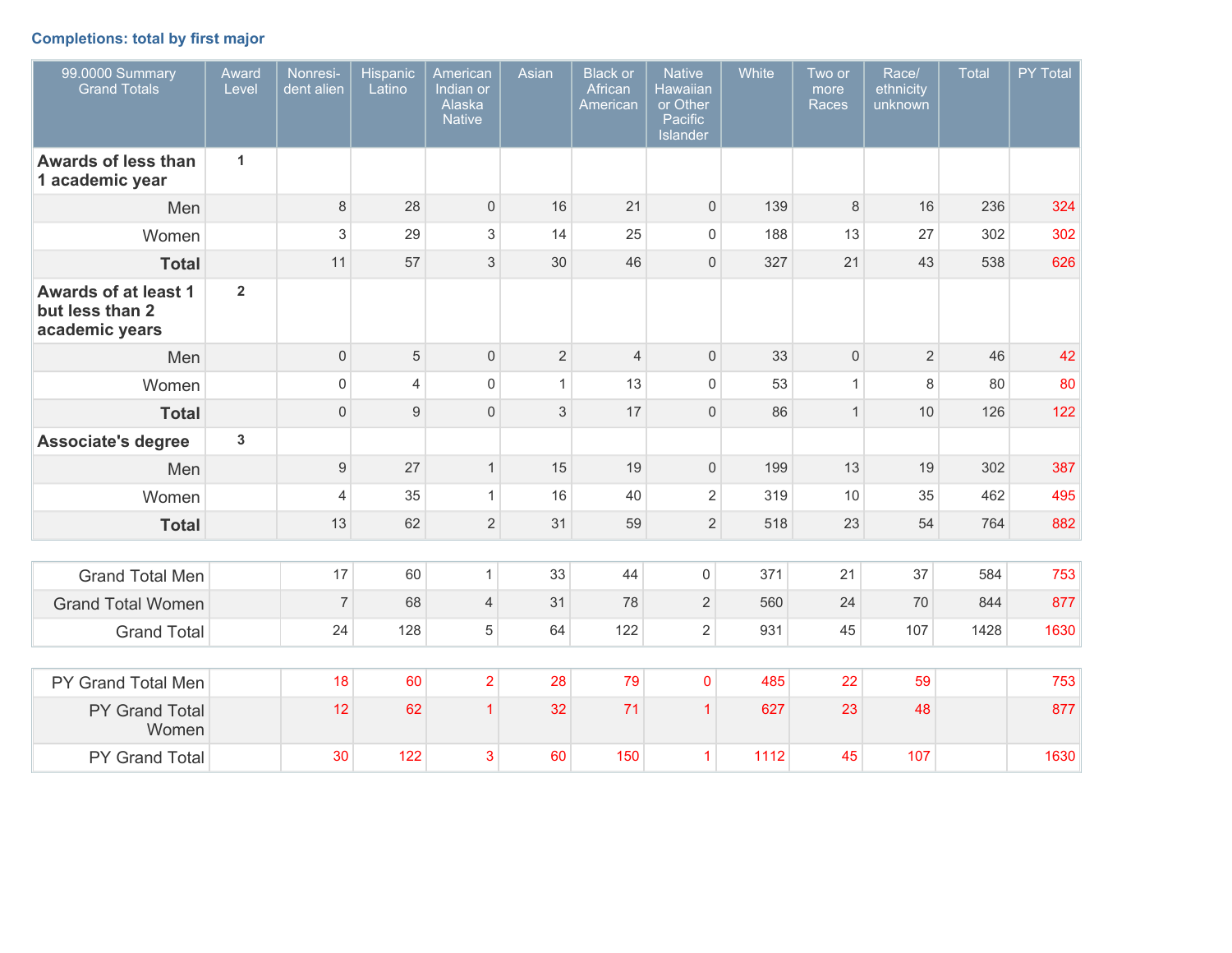### Completions: total by first major

| 99.0000 Summary Grand Totals | Award Level | Nonresident alien | Hispanic Latino | American Indian or Alaska Native | Asian | Black or African American | Native Hawaiian or Other Pacific Islander | White | Two or more Races | Race/ ethnicity unknown | Total | PY Total |
|---|---|---|---|---|---|---|---|---|---|---|---|---|
| **Awards of less than 1 academic year** | 1 | | | | | | | | | | | |
| Men | | 8 | 28 | 0 | 16 | 21 | 0 | 139 | 8 | 16 | 236 | 324 |
| Women | | 3 | 29 | 3 | 14 | 25 | 0 | 188 | 13 | 27 | 302 | 302 |
| **Total** | | 11 | 57 | 3 | 30 | 46 | 0 | 327 | 21 | 43 | 538 | 626 |
| **Awards of at least 1 but less than 2 academic years** | 2 | | | | | | | | | | | |
| Men | | 0 | 5 | 0 | 2 | 4 | 0 | 33 | 0 | 2 | 46 | 42 |
| Women | | 0 | 4 | 0 | 1 | 13 | 0 | 53 | 1 | 8 | 80 | 80 |
| **Total** | | 0 | 9 | 0 | 3 | 17 | 0 | 86 | 1 | 10 | 126 | 122 |
| **Associate's degree** | 3 | | | | | | | | | | | |
| Men | | 9 | 27 | 1 | 15 | 19 | 0 | 199 | 13 | 19 | 302 | 387 |
| Women | | 4 | 35 | 1 | 16 | 40 | 2 | 319 | 10 | 35 | 462 | 495 |
| **Total** | | 13 | 62 | 2 | 31 | 59 | 2 | 518 | 23 | 54 | 764 | 882 |
| Grand Total Men | | 17 | 60 | 1 | 33 | 44 | 0 | 371 | 21 | 37 | 584 | 753 |
| Grand Total Women | | 7 | 68 | 4 | 31 | 78 | 2 | 560 | 24 | 70 | 844 | 877 |
| Grand Total | | 24 | 128 | 5 | 64 | 122 | 2 | 931 | 45 | 107 | 1428 | 1630 |
| PY Grand Total Men | | 18 | 60 | 2 | 28 | 79 | 0 | 485 | 22 | 59 | | 753 |
| PY Grand Total Women | | 12 | 62 | 1 | 32 | 71 | 1 | 627 | 23 | 48 | | 877 |
| PY Grand Total | | 30 | 122 | 3 | 60 | 150 | 1 | 1112 | 45 | 107 | | 1630 |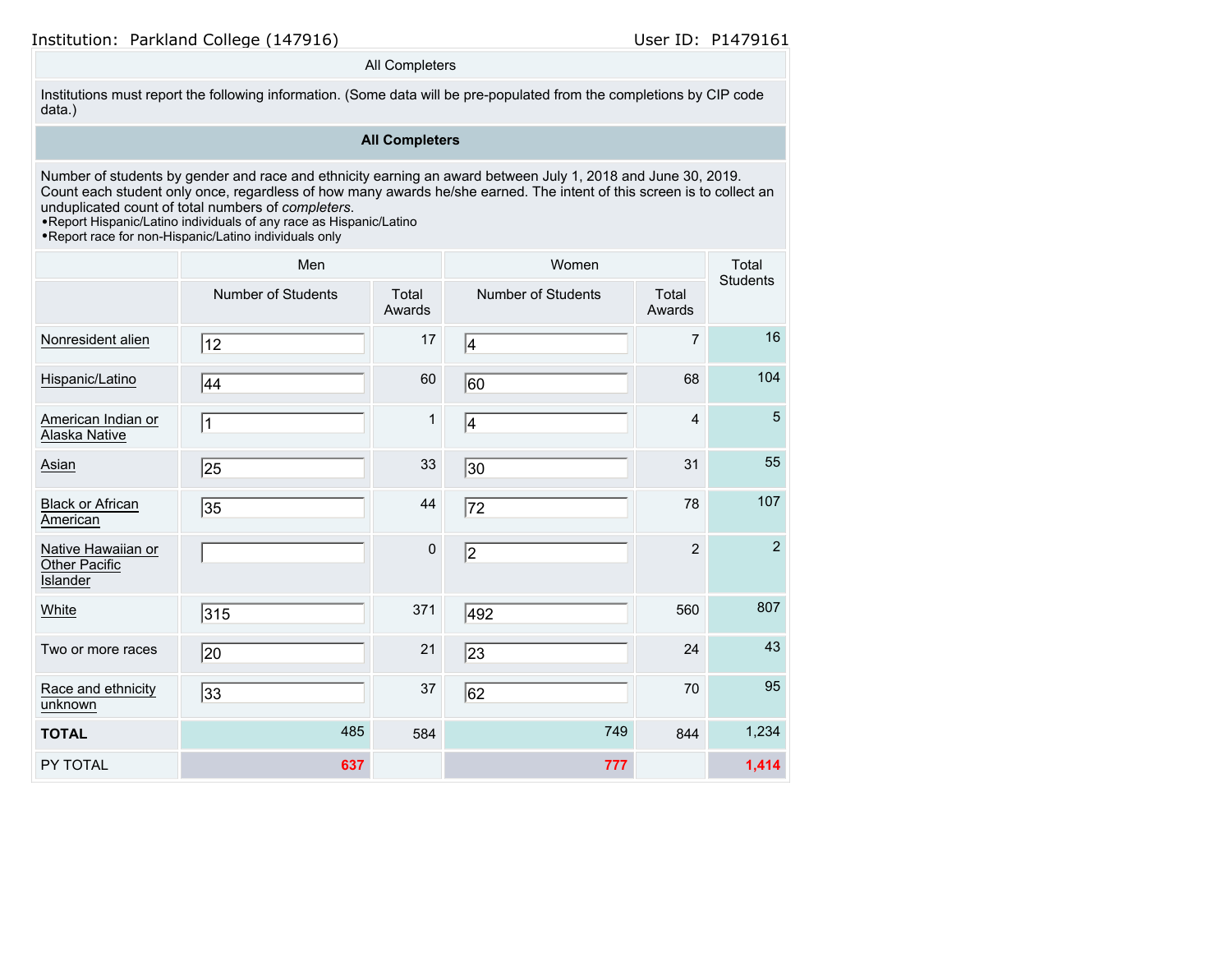Institution: Parkland College (147916)

User ID: P1479161

All Completers

Institutions must report the following information. (Some data will be pre-populated from the completions by CIP code data.)

## All Completers

Number of students by gender and race and ethnicity earning an award between July 1, 2018 and June 30, 2019. Count each student only once, regardless of how many awards he/she earned. The intent of this screen is to collect an unduplicated count of total numbers of *completers*.

- Report Hispanic/Latino individuals of any race as Hispanic/Latino
- Report race for non-Hispanic/Latino individuals only

| | Men | | Women | | Total Students |
|---|---|---|---|---|---|
| | Number of Students | Total Awards | Number of Students | Total Awards | |
| Nonresident alien | 12 | 17 | 4 | 7 | 16 |
| Hispanic/Latino | 44 | 60 | 60 | 68 | 104 |
| American Indian or Alaska Native | 1 | 1 | 4 | 4 | 5 |
| Asian | 25 | 33 | 30 | 31 | 55 |
| Black or African American | 35 | 44 | 72 | 78 | 107 |
| Native Hawaiian or Other Pacific Islander | | 0 | 2 | 2 | 2 |
| White | 315 | 371 | 492 | 560 | 807 |
| Two or more races | 20 | 21 | 23 | 24 | 43 |
| Race and ethnicity unknown | 33 | 37 | 62 | 70 | 95 |
| **TOTAL** | 485 | 584 | 749 | 844 | 1,234 |
| PY TOTAL | 637 | | 777 | | 1,414 |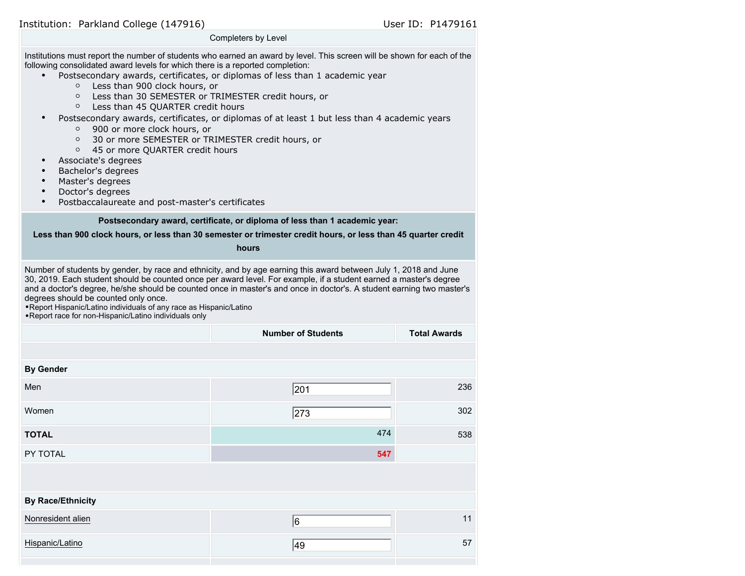Institution: Parkland College (147916) User ID: P1479161

## Completers by Level

Institutions must report the number of students who earned an award by level. This screen will be shown for each of the following consolidated award levels for which there is a reported completion:

- Postsecondary awards, certificates, or diplomas of less than 1 academic year
  - Less than 900 clock hours, or
  - Less than 30 SEMESTER or TRIMESTER credit hours, or
  - Less than 45 QUARTER credit hours
- Postsecondary awards, certificates, or diplomas of at least 1 but less than 4 academic years
  - 900 or more clock hours, or
  - 30 or more SEMESTER or TRIMESTER credit hours, or
  - 45 or more QUARTER credit hours
- Associate's degrees
- Bachelor's degrees
- Master's degrees
- Doctor's degrees
- Postbaccalaureate and post-master's certificates

### Postsecondary award, certificate, or diploma of less than 1 academic year: Less than 900 clock hours, or less than 30 semester or trimester credit hours, or less than 45 quarter credit hours

Number of students by gender, by race and ethnicity, and by age earning this award between July 1, 2018 and June 30, 2019. Each student should be counted once per award level. For example, if a student earned a master's degree and a doctor's degree, he/she should be counted once in master's and once in doctor's. A student earning two master's degrees should be counted only once.

- Report Hispanic/Latino individuals of any race as Hispanic/Latino
- Report race for non-Hispanic/Latino individuals only

| | Number of Students | Total Awards |
|---|---|---|
| **By Gender** | | |
| Men | 201 | 236 |
| Women | 273 | 302 |
| **TOTAL** | 474 | 538 |
| PY TOTAL | 547 | |
| **By Race/Ethnicity** | | |
| Nonresident alien | 6 | 11 |
| Hispanic/Latino | 49 | 57 |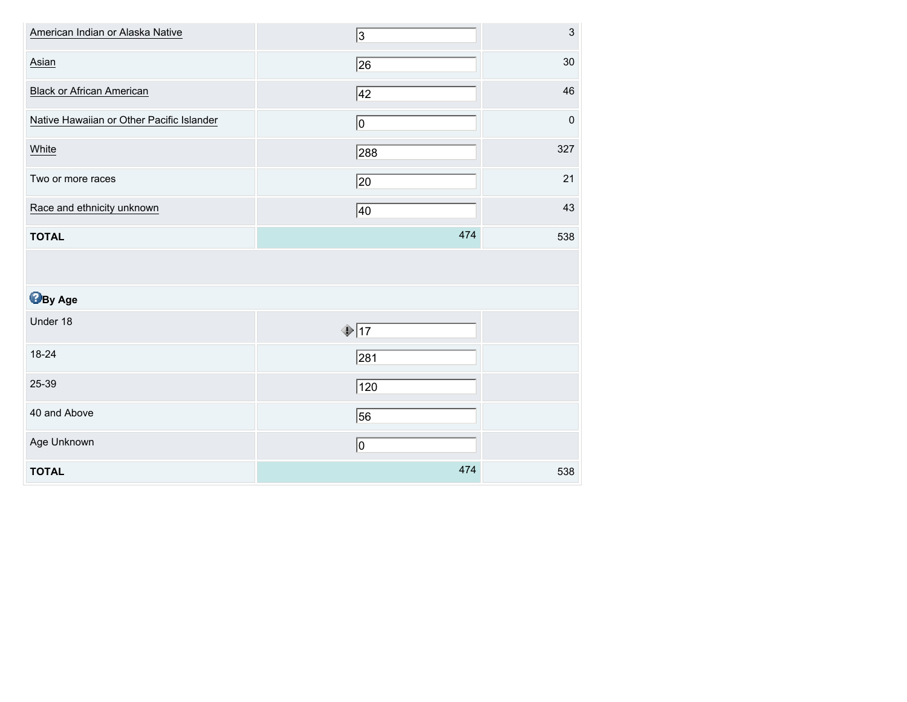| | | |
|---|---|---|
| American Indian or Alaska Native | 3 | 3 |
| Asian | 26 | 30 |
| Black or African American | 42 | 46 |
| Native Hawaiian or Other Pacific Islander | 0 | 0 |
| White | 288 | 327 |
| Two or more races | 20 | 21 |
| Race and ethnicity unknown | 40 | 43 |
| **TOTAL** | 474 | 538 |
| | | |
| **By Age** | | |
| Under 18 | 17 | |
| 18-24 | 281 | |
| 25-39 | 120 | |
| 40 and Above | 56 | |
| Age Unknown | 0 | |
| **TOTAL** | 474 | 538 |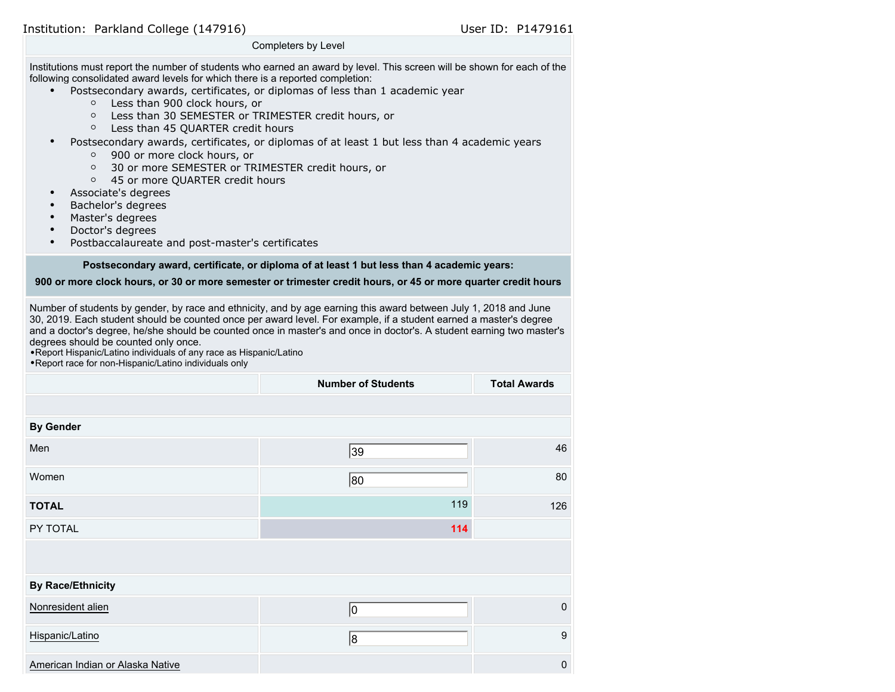Institution: Parkland College (147916) User ID: P1479161

## Completers by Level

Institutions must report the number of students who earned an award by level. This screen will be shown for each of the following consolidated award levels for which there is a reported completion:

- Postsecondary awards, certificates, or diplomas of less than 1 academic year
  - Less than 900 clock hours, or
  - Less than 30 SEMESTER or TRIMESTER credit hours, or
  - Less than 45 QUARTER credit hours
- Postsecondary awards, certificates, or diplomas of at least 1 but less than 4 academic years
  - 900 or more clock hours, or
  - 30 or more SEMESTER or TRIMESTER credit hours, or
  - 45 or more QUARTER credit hours
- Associate's degrees
- Bachelor's degrees
- Master's degrees
- Doctor's degrees
- Postbaccalaureate and post-master's certificates

**Postsecondary award, certificate, or diploma of at least 1 but less than 4 academic years:**

**900 or more clock hours, or 30 or more semester or trimester credit hours, or 45 or more quarter credit hours**

Number of students by gender, by race and ethnicity, and by age earning this award between July 1, 2018 and June 30, 2019. Each student should be counted once per award level. For example, if a student earned a master's degree and a doctor's degree, he/she should be counted once in master's and once in doctor's. A student earning two master's degrees should be counted only once.
•Report Hispanic/Latino individuals of any race as Hispanic/Latino
•Report race for non-Hispanic/Latino individuals only

| | Number of Students | Total Awards |
|---|---|---|
| **By Gender** | | |
| Men | 39 | 46 |
| Women | 80 | 80 |
| **TOTAL** | 119 | 126 |
| PY TOTAL | 114 | |
| **By Race/Ethnicity** | | |
| Nonresident alien | 0 | 0 |
| Hispanic/Latino | 8 | 9 |
| American Indian or Alaska Native | | 0 |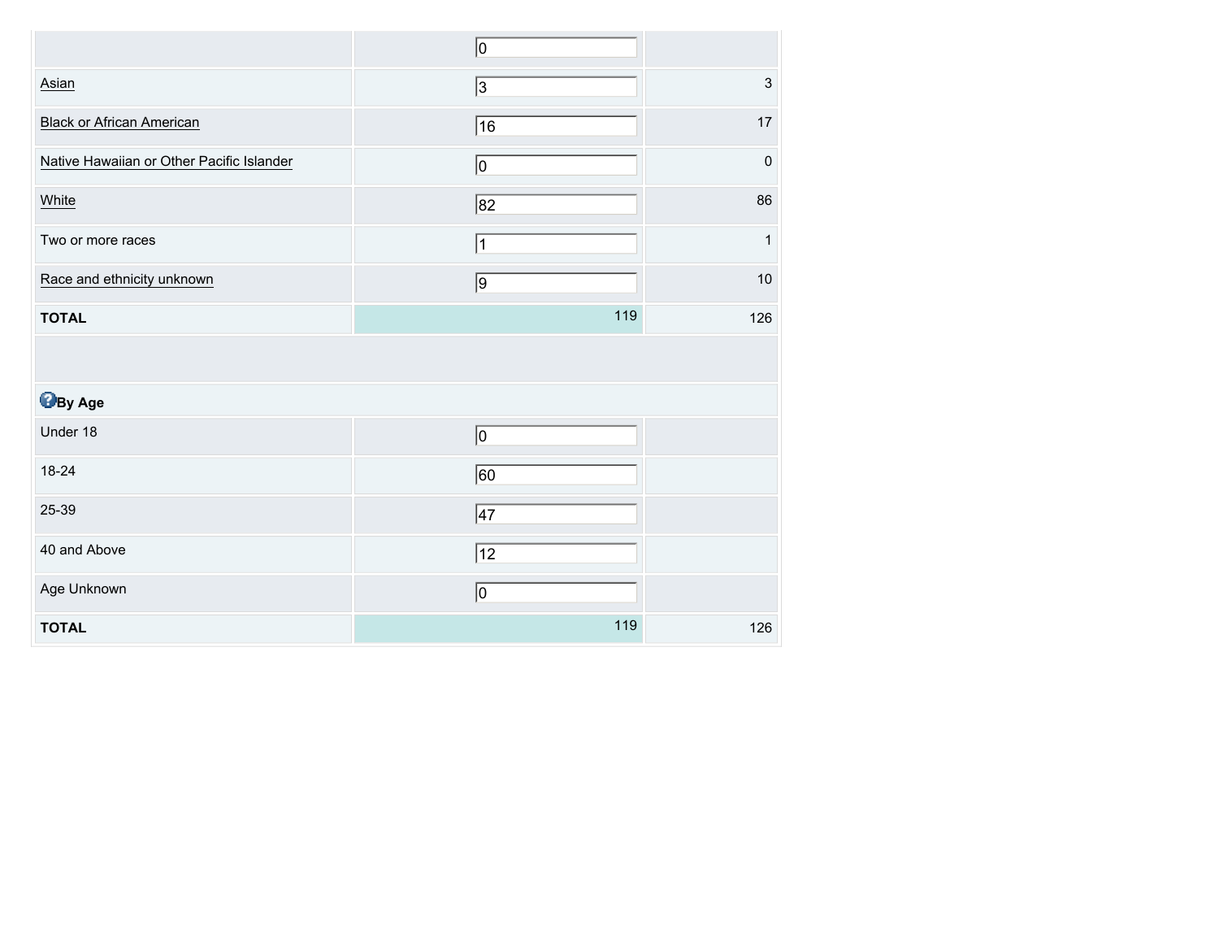| | | |
|---|---|---|
| | 0 | |
| Asian | 3 | 3 |
| Black or African American | 16 | 17 |
| Native Hawaiian or Other Pacific Islander | 0 | 0 |
| White | 82 | 86 |
| Two or more races | 1 | 1 |
| Race and ethnicity unknown | 9 | 10 |
| **TOTAL** | 119 | 126 |
| | | |
| **By Age** | | |
| Under 18 | 0 | |
| 18-24 | 60 | |
| 25-39 | 47 | |
| 40 and Above | 12 | |
| Age Unknown | 0 | |
| **TOTAL** | 119 | 126 |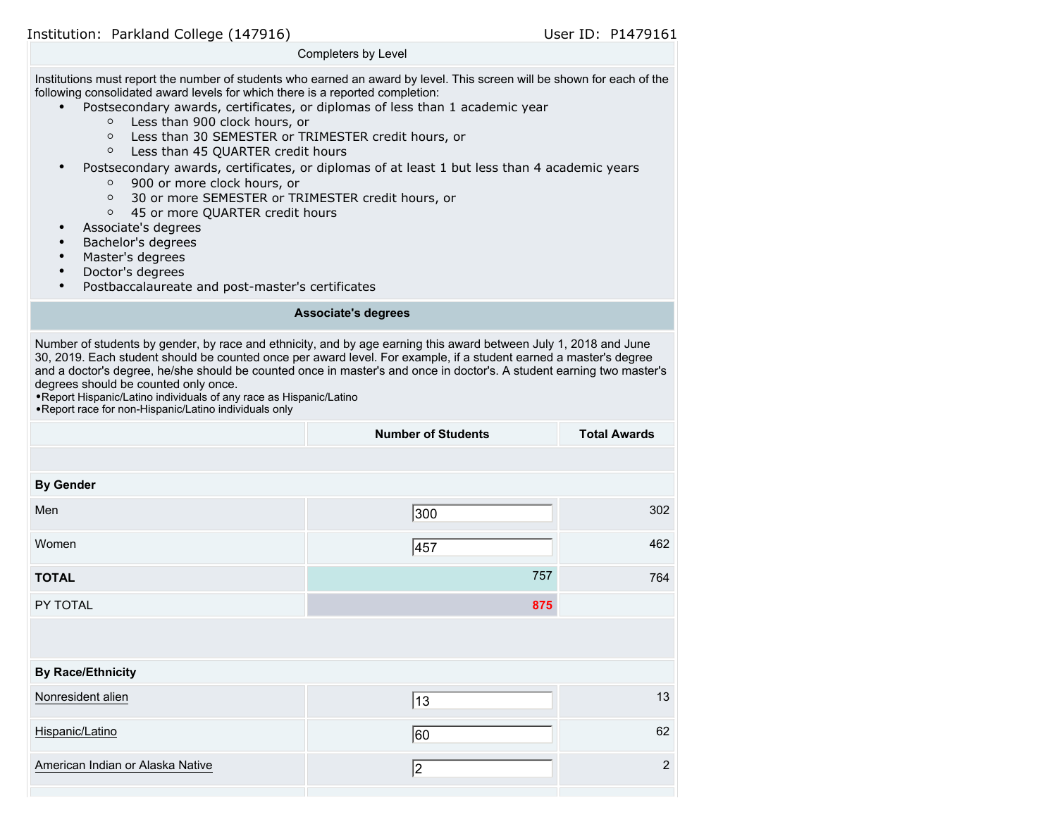Institution: Parkland College (147916) User ID: P1479161

## Completers by Level

Institutions must report the number of students who earned an award by level. This screen will be shown for each of the following consolidated award levels for which there is a reported completion:

- Postsecondary awards, certificates, or diplomas of less than 1 academic year
  - Less than 900 clock hours, or
  - Less than 30 SEMESTER or TRIMESTER credit hours, or
  - Less than 45 QUARTER credit hours
- Postsecondary awards, certificates, or diplomas of at least 1 but less than 4 academic years
  - 900 or more clock hours, or
  - 30 or more SEMESTER or TRIMESTER credit hours, or
  - 45 or more QUARTER credit hours
- Associate's degrees
- Bachelor's degrees
- Master's degrees
- Doctor's degrees
- Postbaccalaureate and post-master's certificates

### Associate's degrees

Number of students by gender, by race and ethnicity, and by age earning this award between July 1, 2018 and June 30, 2019. Each student should be counted once per award level. For example, if a student earned a master's degree and a doctor's degree, he/she should be counted once in master's and once in doctor's. A student earning two master's degrees should be counted only once.
•Report Hispanic/Latino individuals of any race as Hispanic/Latino
•Report race for non-Hispanic/Latino individuals only

| | Number of Students | Total Awards |
|---|---|---|
| **By Gender** | | |
| Men | 300 | 302 |
| Women | 457 | 462 |
| **TOTAL** | 757 | 764 |
| PY TOTAL | 875 | |
| **By Race/Ethnicity** | | |
| Nonresident alien | 13 | 13 |
| Hispanic/Latino | 60 | 62 |
| American Indian or Alaska Native | 2 | 2 |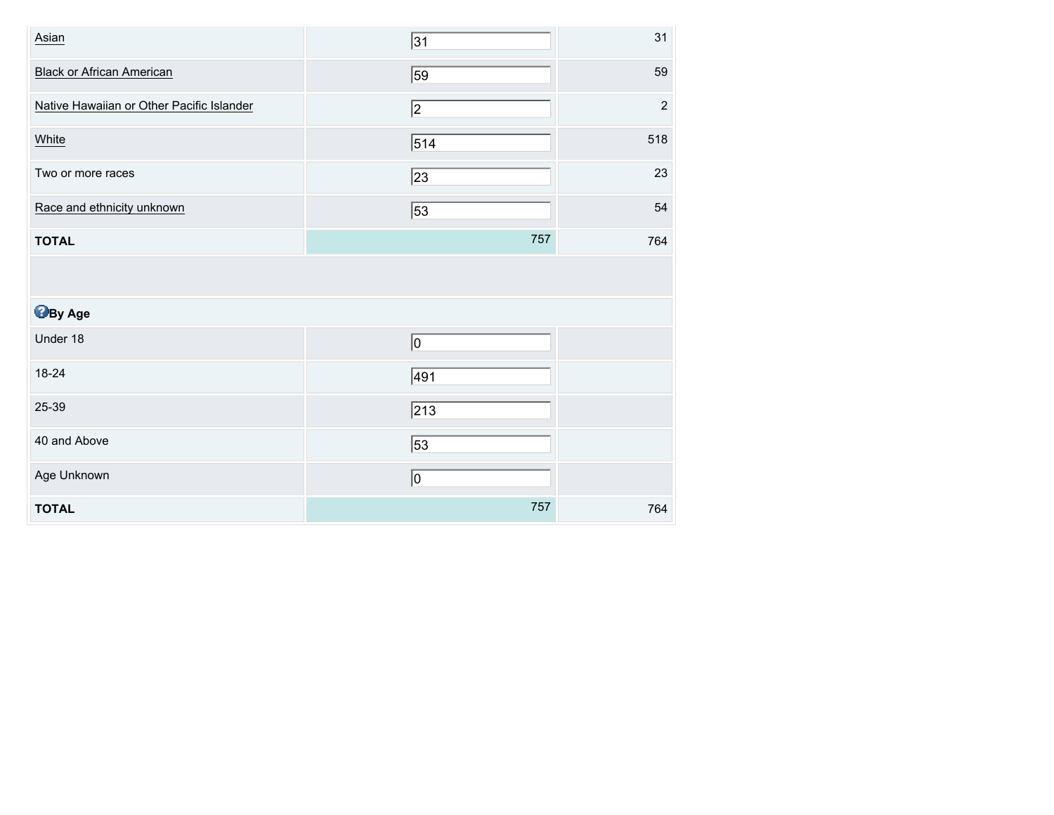| | | |
|---|---|---|
| Asian | 31 | 31 |
| Black or African American | 59 | 59 |
| Native Hawaiian or Other Pacific Islander | 2 | 2 |
| White | 514 | 518 |
| Two or more races | 23 | 23 |
| Race and ethnicity unknown | 53 | 54 |
| **TOTAL** | 757 | 764 |
| | | |
| **By Age** | | |
| Under 18 | 0 | |
| 18-24 | 491 | |
| 25-39 | 213 | |
| 40 and Above | 53 | |
| Age Unknown | 0 | |
| **TOTAL** | 757 | 764 |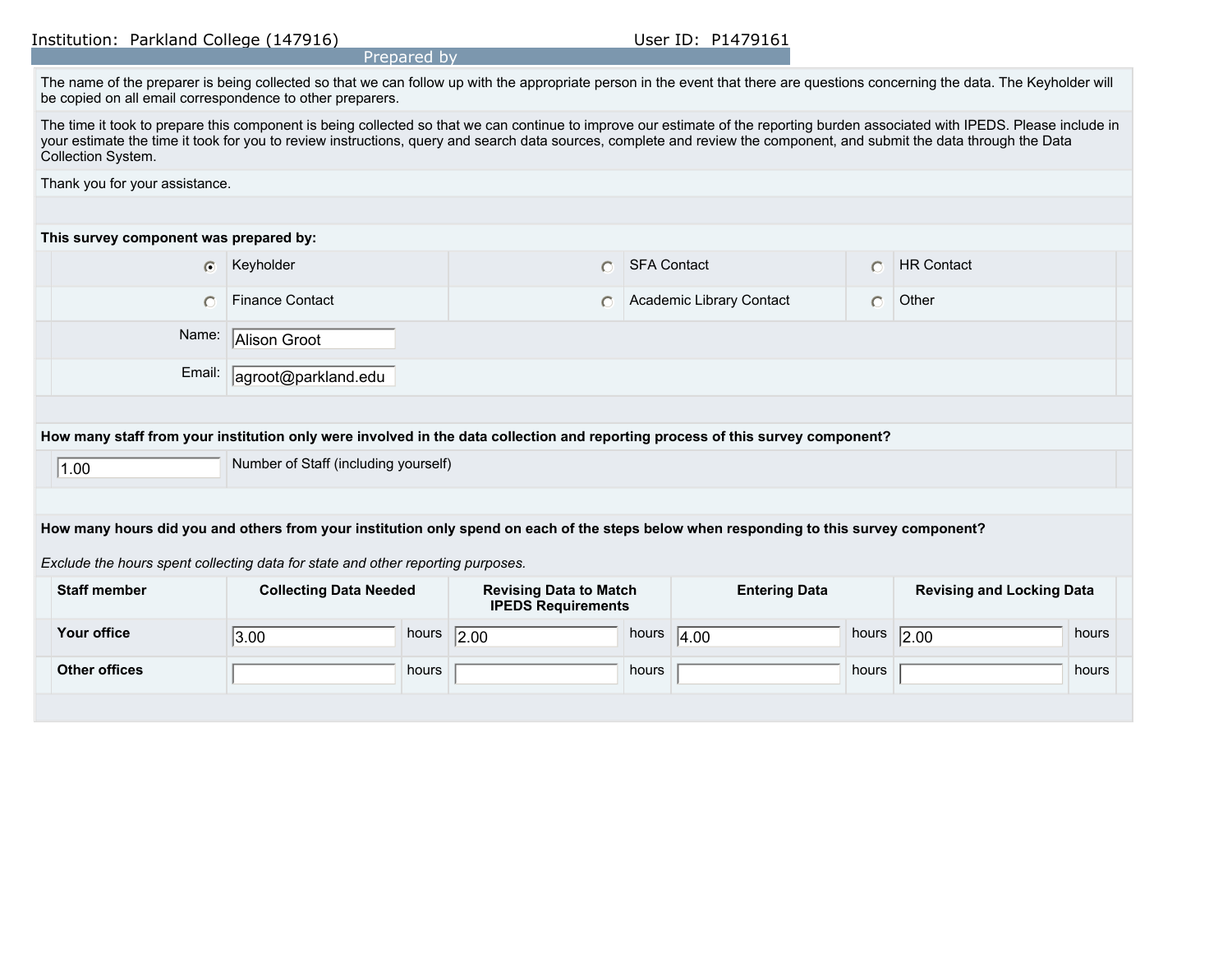Institution: Parkland College (147916) User ID: P1479161

## Prepared by

The name of the preparer is being collected so that we can follow up with the appropriate person in the event that there are questions concerning the data. The Keyholder will be copied on all email correspondence to other preparers.

The time it took to prepare this component is being collected so that we can continue to improve our estimate of the reporting burden associated with IPEDS. Please include in your estimate the time it took for you to review instructions, query and search data sources, complete and review the component, and submit the data through the Data Collection System.

Thank you for your assistance.

**This survey component was prepared by:**

| | | |
|---|---|---|
| (•) Keyholder | ( ) SFA Contact | ( ) HR Contact |
| ( ) Finance Contact | ( ) Academic Library Contact | ( ) Other |

Name: Alison Groot

Email: agroot@parkland.edu

**How many staff from your institution only were involved in the data collection and reporting process of this survey component?**

1.00 Number of Staff (including yourself)

**How many hours did you and others from your institution only spend on each of the steps below when responding to this survey component?**

*Exclude the hours spent collecting data for state and other reporting purposes.*

| Staff member | Collecting Data Needed | Revising Data to Match IPEDS Requirements | Entering Data | Revising and Locking Data |
|---|---|---|---|---|
| **Your office** | 3.00 hours | 2.00 hours | 4.00 hours | 2.00 hours |
| **Other offices** | hours | hours | hours | hours |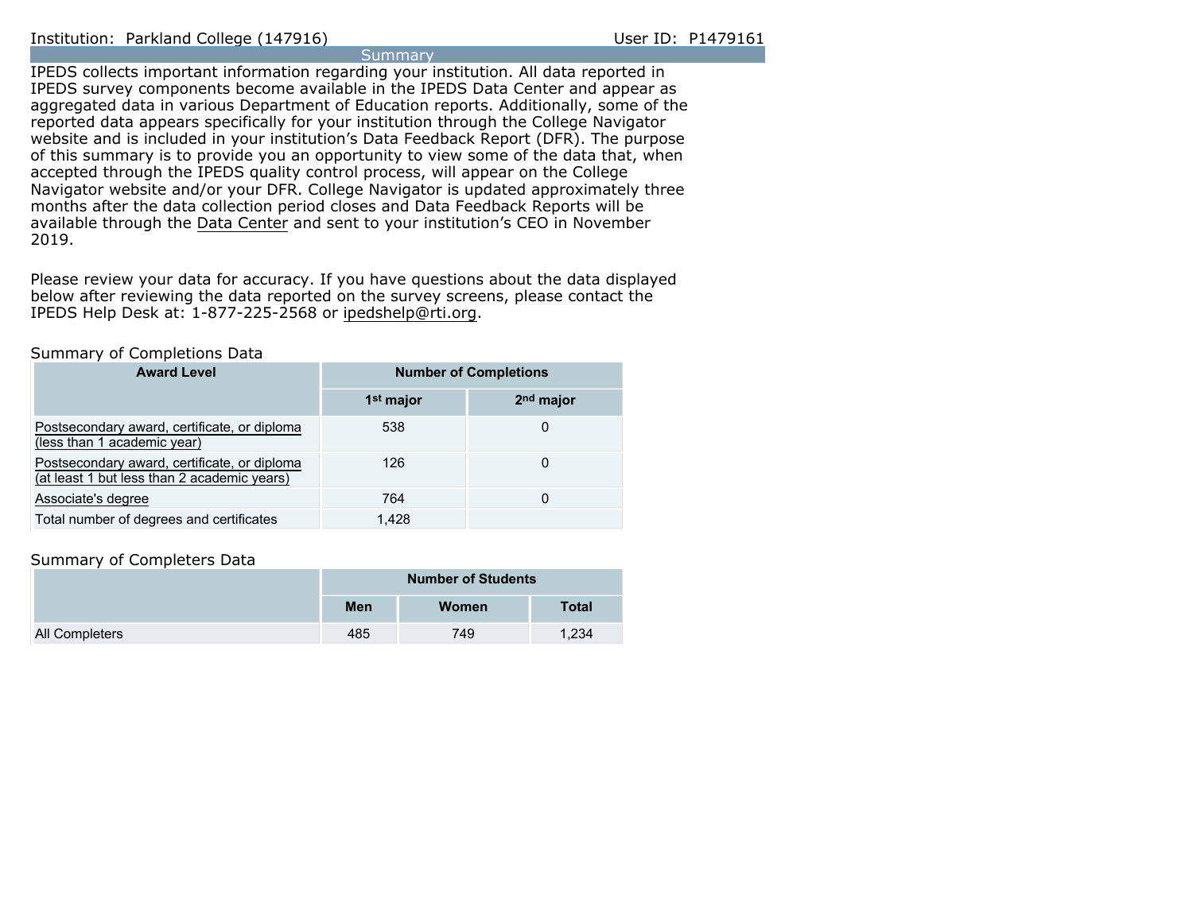## Summary

IPEDS collects important information regarding your institution. All data reported in IPEDS survey components become available in the IPEDS Data Center and appear as aggregated data in various Department of Education reports. Additionally, some of the reported data appears specifically for your institution through the College Navigator website and is included in your institution's Data Feedback Report (DFR). The purpose of this summary is to provide you an opportunity to view some of the data that, when accepted through the IPEDS quality control process, will appear on the College Navigator website and/or your DFR. College Navigator is updated approximately three months after the data collection period closes and Data Feedback Reports will be available through the Data Center and sent to your institution's CEO in November 2019.

Please review your data for accuracy. If you have questions about the data displayed below after reviewing the data reported on the survey screens, please contact the IPEDS Help Desk at: 1-877-225-2568 or ipedshelp@rti.org.

### Summary of Completions Data

| Award Level | Number of Completions | |
|---|---|---|
| | 1st major | 2nd major |
| Postsecondary award, certificate, or diploma (less than 1 academic year) | 538 | 0 |
| Postsecondary award, certificate, or diploma (at least 1 but less than 2 academic years) | 126 | 0 |
| Associate's degree | 764 | 0 |
| Total number of degrees and certificates | 1,428 | |

### Summary of Completers Data

| | Number of Students | | |
|---|---|---|---|
| | Men | Women | Total |
| All Completers | 485 | 749 | 1,234 |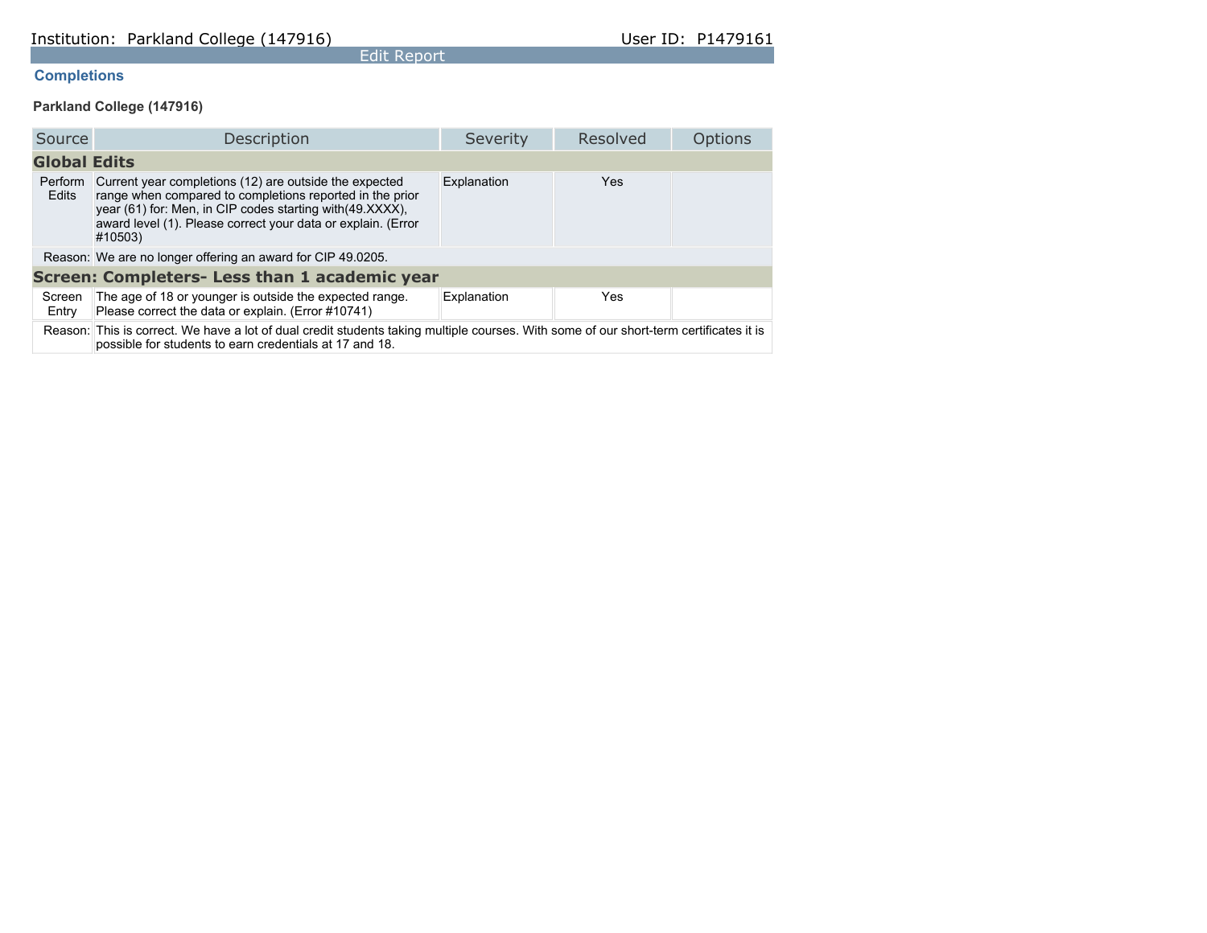Institution: Parkland College (147916) User ID: P1479161

Edit Report

## Completions

**Parkland College (147916)**

| Source | Description | Severity | Resolved | Options |
|---|---|---|---|---|
| **Global Edits** | | | | |
| Perform Edits | Current year completions (12) are outside the expected range when compared to completions reported in the prior year (61) for: Men, in CIP codes starting with(49.XXXX), award level (1). Please correct your data or explain. (Error #10503) | Explanation | Yes | |
| Reason: | We are no longer offering an award for CIP 49.0205. | | | |
| **Screen: Completers- Less than 1 academic year** | | | | |
| Screen Entry | The age of 18 or younger is outside the expected range. Please correct the data or explain. (Error #10741) | Explanation | Yes | |
| Reason: | This is correct. We have a lot of dual credit students taking multiple courses. With some of our short-term certificates it is possible for students to earn credentials at 17 and 18. | | | |